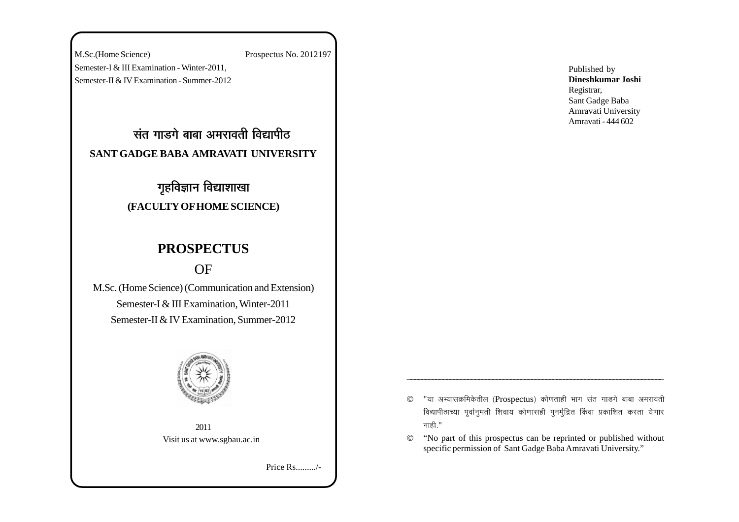M.Sc.(Home Science) Prospectus No. 2012197

Semester-I & III Examination - Winter-2011,

Semester-II & IV Examination - Summer-2012

# संत गाडगे बाबा अमरावती विद्यापीठ

## SANT GADGE BABA AMRAVATI UNIVERSITY

## गृहविज्ञान विद्याशाखा

### (FACULTY OF HOME SCIENCE)

# PROSPECTUS

OF

M.Sc. (Home Science) (Communication and Extension)

Semester-I & III Examination, Winter-2011

Semester-II & IV Examination, Summer-2012

2011

Visit us at www.sgbau.ac.in

Price Rs........./-

Published by
**Dineshkumar Joshi**
Registrar,
Sant Gadge Baba
Amravati University
Amravati - 444 602

---

© "या अभ्यासक्रमिकेतील (Prospectus) कोणताही भाग संत गाडगे बाबा अमरावती विद्यापीठाच्या पूर्वानुमती शिवाय कोणासही पुनर्मुद्रित किंवा प्रकाशित करता येणार नाही."

© "No part of this prospectus can be reprinted or published without specific permission of Sant Gadge Baba Amravati University."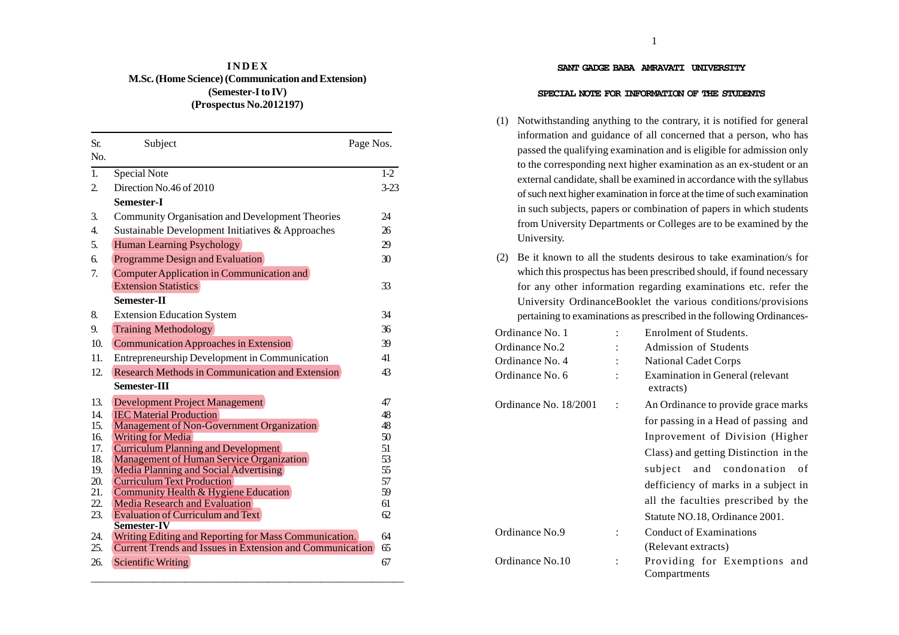# INDEX

**M.Sc. (Home Science) (Communication and Extension)**
**(Semester-I to IV)**
**(Prospectus No.2012197)**

| Sr. No. | Subject | Page Nos. |
|---|---|---|
| 1. | Special Note | 1-2 |
| 2. | Direction No.46 of 2010 | 3-23 |
| | **Semester-I** | |
| 3. | Community Organisation and Development Theories | 24 |
| 4. | Sustainable Development Initiatives & Approaches | 26 |
| 5. | Human Learning Psychology | 29 |
| 6. | Programme Design and Evaluation | 30 |
| 7. | Computer Application in Communication and Extension Statistics | 33 |
| | **Semester-II** | |
| 8. | Extension Education System | 34 |
| 9. | Training Methodology | 36 |
| 10. | Communication Approaches in Extension | 39 |
| 11. | Entrepreneurship Development in Communication | 41 |
| 12. | Research Methods in Communication and Extension | 43 |
| | **Semester-III** | |
| 13. | Development Project Management | 47 |
| 14. | IEC Material Production | 48 |
| 15. | Management of Non-Government Organization | 48 |
| 16. | Writing for Media | 50 |
| 17. | Curriculum Planning and Development | 51 |
| 18. | Management of Human Service Organization | 53 |
| 19. | Media Planning and Social Advertising | 55 |
| 20. | Curriculum Text Production | 57 |
| 21. | Community Health & Hygiene Education | 59 |
| 22. | Media Research and Evaluation | 61 |
| 23. | Evaluation of Curriculum and Text | 62 |
| | **Semester-IV** | |
| 24. | Writing Editing and Reporting for Mass Communication. | 64 |
| 25. | Current Trends and Issues in Extension and Communication | 65 |
| 26. | Scientific Writing | 67 |

## SANT GADGE BABA AMRAVATI UNIVERSITY

### SPECIAL NOTE FOR INFORMATION OF THE STUDENTS

(1) Notwithstanding anything to the contrary, it is notified for general information and guidance of all concerned that a person, who has passed the qualifying examination and is eligible for admission only to the corresponding next higher examination as an ex-student or an external candidate, shall be examined in accordance with the syllabus of such next higher examination in force at the time of such examination in such subjects, papers or combination of papers in which students from University Departments or Colleges are to be examined by the University.

(2) Be it known to all the students desirous to take examination/s for which this prospectus has been prescribed should, if found necessary for any other information regarding examinations etc. refer the University OrdinanceBooklet the various conditions/provisions pertaining to examinations as prescribed in the following Ordinances-

| | | |
|---|---|---|
| Ordinance No. 1 | : | Enrolment of Students. |
| Ordinance No.2 | : | Admission of Students |
| Ordinance No. 4 | : | National Cadet Corps |
| Ordinance No. 6 | : | Examination in General (relevant extracts) |
| Ordinance No. 18/2001 | : | An Ordinance to provide grace marks for passing in a Head of passing and Inprovement of Division (Higher Class) and getting Distinction in the subject and condonation of defficiency of marks in a subject in all the faculties prescribed by the Statute NO.18, Ordinance 2001. |
| Ordinance No.9 | : | Conduct of Examinations (Relevant extracts) |
| Ordinance No.10 | : | Providing for Exemptions and Compartments |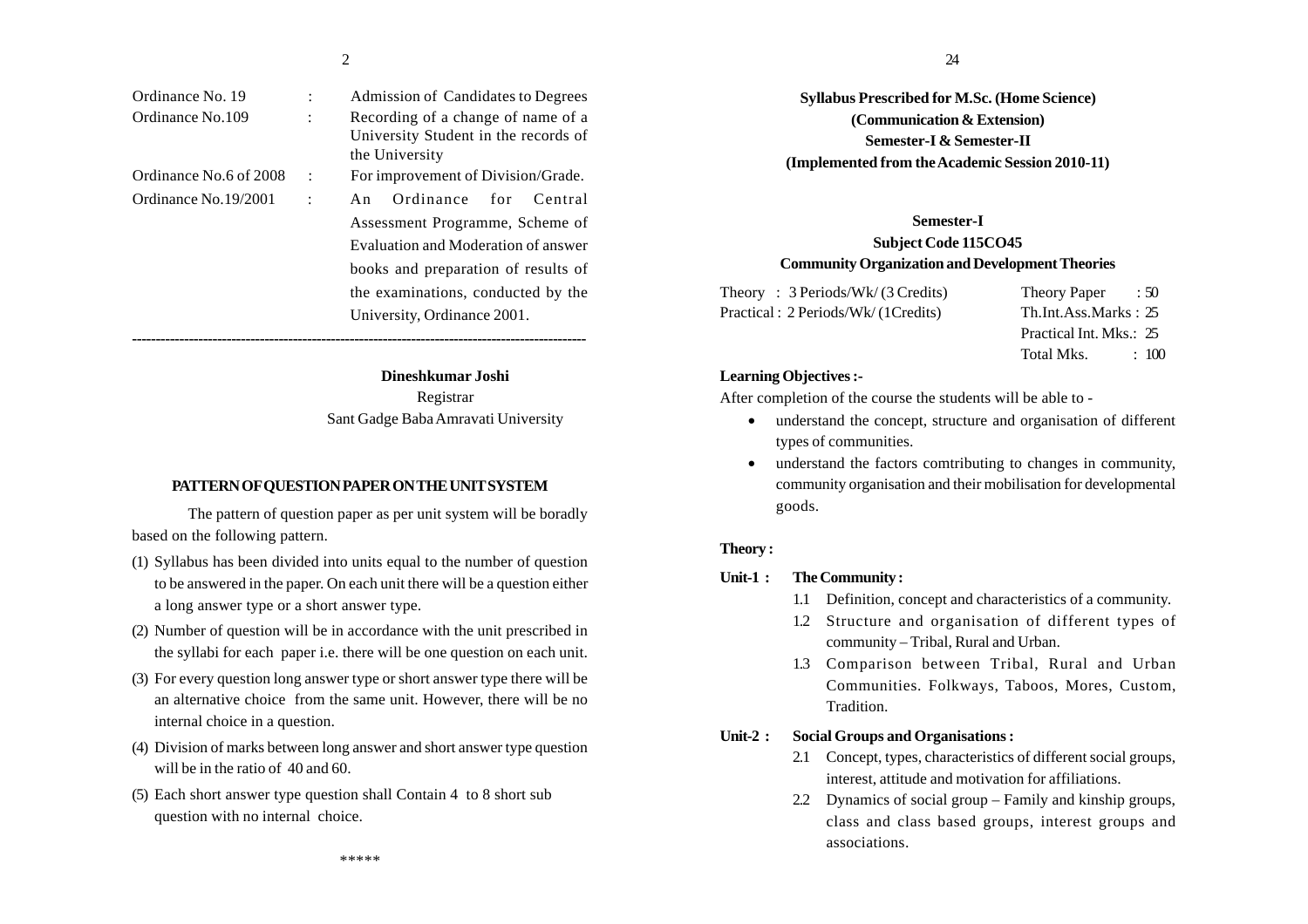| | | |
|---|---|---|
| Ordinance No. 19 | : | Admission of Candidates to Degrees |
| Ordinance No.109 | : | Recording of a change of name of a University Student in the records of the University |
| Ordinance No.6 of 2008 | : | For improvement of Division/Grade. |
| Ordinance No.19/2001 | : | An Ordinance for Central Assessment Programme, Scheme of Evaluation and Moderation of answer books and preparation of results of the examinations, conducted by the University, Ordinance 2001. |

---

**Dineshkumar Joshi**
Registrar
Sant Gadge Baba Amravati University

**PATTERN OF QUESTION PAPER ON THE UNIT SYSTEM**

The pattern of question paper as per unit system will be boradly based on the following pattern.

(1) Syllabus has been divided into units equal to the number of question to be answered in the paper. On each unit there will be a question either a long answer type or a short answer type.

(2) Number of question will be in accordance with the unit prescribed in the syllabi for each paper i.e. there will be one question on each unit.

(3) For every question long answer type or short answer type there will be an alternative choice from the same unit. However, there will be no internal choice in a question.

(4) Division of marks between long answer and short answer type question will be in the ratio of 40 and 60.

(5) Each short answer type question shall Contain 4 to 8 short sub question with no internal choice.

\*\*\*\*\*

**Syllabus Prescribed for M.Sc. (Home Science)**
**(Communication & Extension)**
**Semester-I & Semester-II**
**(Implemented from the Academic Session 2010-11)**

**Semester-I**
**Subject Code 115CO45**
**Community Organization and Development Theories**

| | |
|---|---|
| Theory : 3 Periods/Wk/ (3 Credits) | Theory Paper : 50 |
| Practical : 2 Periods/Wk/ (1Credits) | Th.Int.Ass.Marks : 25 |
| | Practical Int. Mks.: 25 |
| | Total Mks. : 100 |

**Learning Objectives :-**

After completion of the course the students will be able to -

- understand the concept, structure and organisation of different types of communities.
- understand the factors comtributing to changes in community, community organisation and their mobilisation for developmental goods.

**Theory :**

**Unit-1 : The Community :**

1.1 Definition, concept and characteristics of a community.

1.2 Structure and organisation of different types of community – Tribal, Rural and Urban.

1.3 Comparison between Tribal, Rural and Urban Communities. Folkways, Taboos, Mores, Custom, Tradition.

**Unit-2 : Social Groups and Organisations :**

2.1 Concept, types, characteristics of different social groups, interest, attitude and motivation for affiliations.

2.2 Dynamics of social group – Family and kinship groups, class and class based groups, interest groups and associations.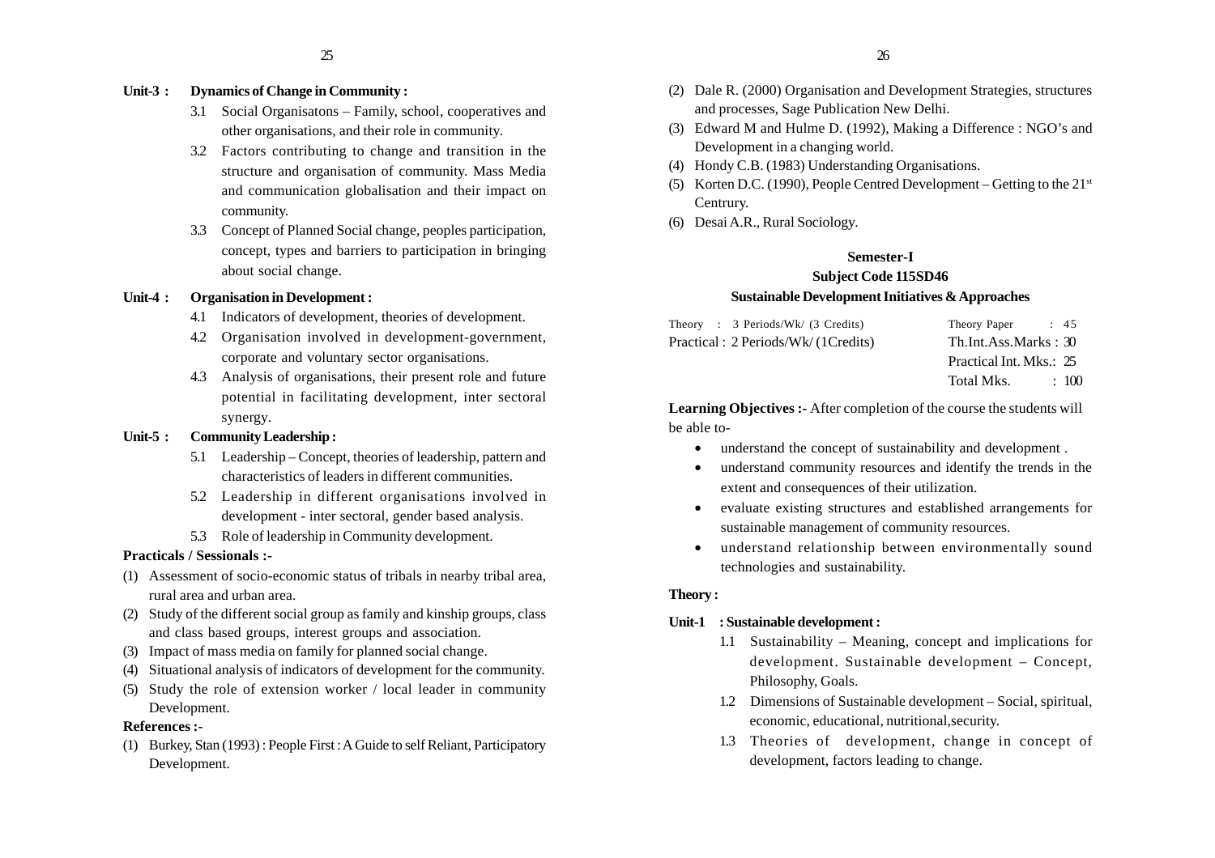**Unit-3 : Dynamics of Change in Community :**

3.1 Social Organisatons – Family, school, cooperatives and other organisations, and their role in community.

3.2 Factors contributing to change and transition in the structure and organisation of community. Mass Media and communication globalisation and their impact on community.

3.3 Concept of Planned Social change, peoples participation, concept, types and barriers to participation in bringing about social change.

**Unit-4 : Organisation in Development :**

4.1 Indicators of development, theories of development.

4.2 Organisation involved in development-government, corporate and voluntary sector organisations.

4.3 Analysis of organisations, their present role and future potential in facilitating development, inter sectoral synergy.

**Unit-5 : Community Leadership :**

5.1 Leadership – Concept, theories of leadership, pattern and characteristics of leaders in different communities.

5.2 Leadership in different organisations involved in development - inter sectoral, gender based analysis.

5.3 Role of leadership in Community development.

**Practicals / Sessionals :-**

(1) Assessment of socio-economic status of tribals in nearby tribal area, rural area and urban area.

(2) Study of the different social group as family and kinship groups, class and class based groups, interest groups and association.

(3) Impact of mass media on family for planned social change.

(4) Situational analysis of indicators of development for the community.

(5) Study the role of extension worker / local leader in community Development.

**References :-**

(1) Burkey, Stan (1993) : People First : A Guide to self Reliant, Participatory Development.

(2) Dale R. (2000) Organisation and Development Strategies, structures and processes, Sage Publication New Delhi.

(3) Edward M and Hulme D. (1992), Making a Difference : NGO's and Development in a changing world.

(4) Hondy C.B. (1983) Understanding Organisations.

(5) Korten D.C. (1990), People Centred Development – Getting to the 21st Centrury.

(6) Desai A.R., Rural Sociology.

**Semester-I**

**Subject Code 115SD46**

**Sustainable Development Initiatives & Approaches**

| | |
|---|---|
| Theory : 3 Periods/Wk/ (3 Credits) | Theory Paper : 45 |
| Practical : 2 Periods/Wk/ (1Credits) | Th.Int.Ass.Marks : 30 |
| | Practical Int. Mks.: 25 |
| | Total Mks. : 100 |

**Learning Objectives :-** After completion of the course the students will be able to-

- understand the concept of sustainability and development .
- understand community resources and identify the trends in the extent and consequences of their utilization.
- evaluate existing structures and established arrangements for sustainable management of community resources.
- understand relationship between environmentally sound technologies and sustainability.

**Theory :**

**Unit-1 : Sustainable development :**

1.1 Sustainability – Meaning, concept and implications for development. Sustainable development – Concept, Philosophy, Goals.

1.2 Dimensions of Sustainable development – Social, spiritual, economic, educational, nutritional,security.

1.3 Theories of development, change in concept of development, factors leading to change.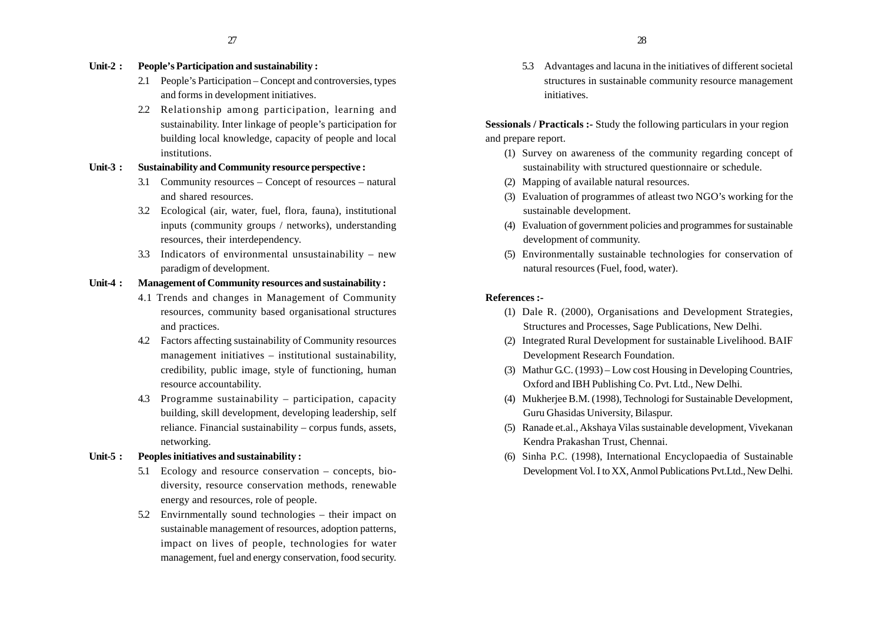**Unit-2 : People's Participation and sustainability :**

2.1 People's Participation – Concept and controversies, types and forms in development initiatives.

2.2 Relationship among participation, learning and sustainability. Inter linkage of people's participation for building local knowledge, capacity of people and local institutions.

**Unit-3 : Sustainability and Community resource perspective :**

3.1 Community resources – Concept of resources – natural and shared resources.

3.2 Ecological (air, water, fuel, flora, fauna), institutional inputs (community groups / networks), understanding resources, their interdependency.

3.3 Indicators of environmental unsustainability – new paradigm of development.

**Unit-4 : Management of Community resources and sustainability :**

4.1 Trends and changes in Management of Community resources, community based organisational structures and practices.

4.2 Factors affecting sustainability of Community resources management initiatives – institutional sustainability, credibility, public image, style of functioning, human resource accountability.

4.3 Programme sustainability – participation, capacity building, skill development, developing leadership, self reliance. Financial sustainability – corpus funds, assets, networking.

**Unit-5 : Peoples initiatives and sustainability :**

5.1 Ecology and resource conservation – concepts, bio-diversity, resource conservation methods, renewable energy and resources, role of people.

5.2 Envirnmentally sound technologies – their impact on sustainable management of resources, adoption patterns, impact on lives of people, technologies for water management, fuel and energy conservation, food security.

5.3 Advantages and lacuna in the initiatives of different societal structures in sustainable community resource management initiatives.

**Sessionals / Practicals :-** Study the following particulars in your region and prepare report.

(1) Survey on awareness of the community regarding concept of sustainability with structured questionnaire or schedule.

(2) Mapping of available natural resources.

(3) Evaluation of programmes of atleast two NGO's working for the sustainable development.

(4) Evaluation of government policies and programmes for sustainable development of community.

(5) Environmentally sustainable technologies for conservation of natural resources (Fuel, food, water).

**References :-**

(1) Dale R. (2000), Organisations and Development Strategies, Structures and Processes, Sage Publications, New Delhi.

(2) Integrated Rural Development for sustainable Livelihood. BAIF Development Research Foundation.

(3) Mathur G.C. (1993) – Low cost Housing in Developing Countries, Oxford and IBH Publishing Co. Pvt. Ltd., New Delhi.

(4) Mukherjee B.M. (1998), Technologi for Sustainable Development, Guru Ghasidas University, Bilaspur.

(5) Ranade et.al., Akshaya Vilas sustainable development, Vivekanan Kendra Prakashan Trust, Chennai.

(6) Sinha P.C. (1998), International Encyclopaedia of Sustainable Development Vol. I to XX, Anmol Publications Pvt.Ltd., New Delhi.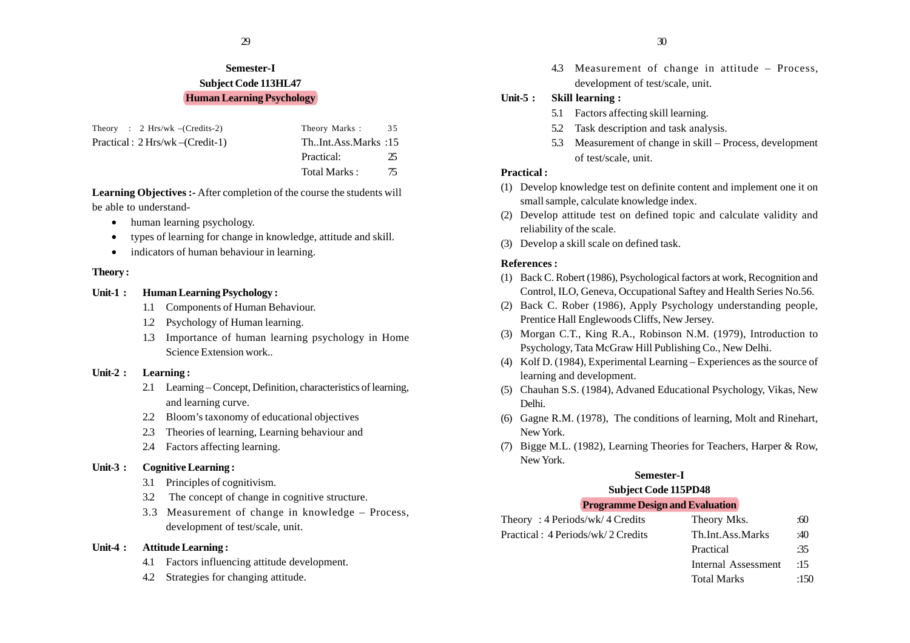## Semester-I

## Subject Code 113HL47

## Human Learning Psychology

| | | | |
|---|---|---|---|
| Theory : 2 Hrs/wk –(Credits-2) | | Theory Marks : | 35 |
| Practical : 2 Hrs/wk –(Credit-1) | | Th..Int.Ass.Marks : | 15 |
| | | Practical: | 25 |
| | | Total Marks : | 75 |

**Learning Objectives :-** After completion of the course the students will be able to understand-

- human learning psychology.
- types of learning for change in knowledge, attitude and skill.
- indicators of human behaviour in learning.

**Theory :**

**Unit-1 : Human Learning Psychology :**

1.1 Components of Human Behaviour.

1.2 Psychology of Human learning.

1.3 Importance of human learning psychology in Home Science Extension work..

**Unit-2 : Learning :**

2.1 Learning – Concept, Definition, characteristics of learning, and learning curve.

2.2 Bloom's taxonomy of educational objectives

2.3 Theories of learning, Learning behaviour and

2.4 Factors affecting learning.

**Unit-3 : Cognitive Learning :**

3.1 Principles of cognitivism.

3.2 The concept of change in cognitive structure.

3.3 Measurement of change in knowledge – Process, development of test/scale, unit.

**Unit-4 : Attitude Learning :**

4.1 Factors influencing attitude development.

4.2 Strategies for changing attitude.

4.3 Measurement of change in attitude – Process, development of test/scale, unit.

**Unit-5 : Skill learning :**

5.1 Factors affecting skill learning.

5.2 Task description and task analysis.

5.3 Measurement of change in skill – Process, development of test/scale, unit.

**Practical :**

(1) Develop knowledge test on definite content and implement one it on small sample, calculate knowledge index.

(2) Develop attitude test on defined topic and calculate validity and reliability of the scale.

(3) Develop a skill scale on defined task.

**References :**

(1) Back C. Robert (1986), Psychological factors at work, Recognition and Control, ILO, Geneva, Occupational Saftey and Health Series No.56.

(2) Back C. Rober (1986), Apply Psychology understanding people, Prentice Hall Englewoods Cliffs, New Jersey.

(3) Morgan C.T., King R.A., Robinson N.M. (1979), Introduction to Psychology, Tata McGraw Hill Publishing Co., New Delhi.

(4) Kolf D. (1984), Experimental Learning – Experiences as the source of learning and development.

(5) Chauhan S.S. (1984), Advaned Educational Psychology, Vikas, New Delhi.

(6) Gagne R.M. (1978), The conditions of learning, Molt and Rinehart, New York.

(7) Bigge M.L. (1982), Learning Theories for Teachers, Harper & Row, New York.

## Semester-I

## Subject Code 115PD48

## Programme Design and Evaluation

| | | |
|---|---|---|
| Theory : 4 Periods/wk/ 4 Credits | Theory Mks. | :60 |
| Practical : 4 Periods/wk/ 2 Credits | Th.Int.Ass.Marks | :40 |
| | Practical | :35 |
| | Internal Assessment | :15 |
| | Total Marks | :150 |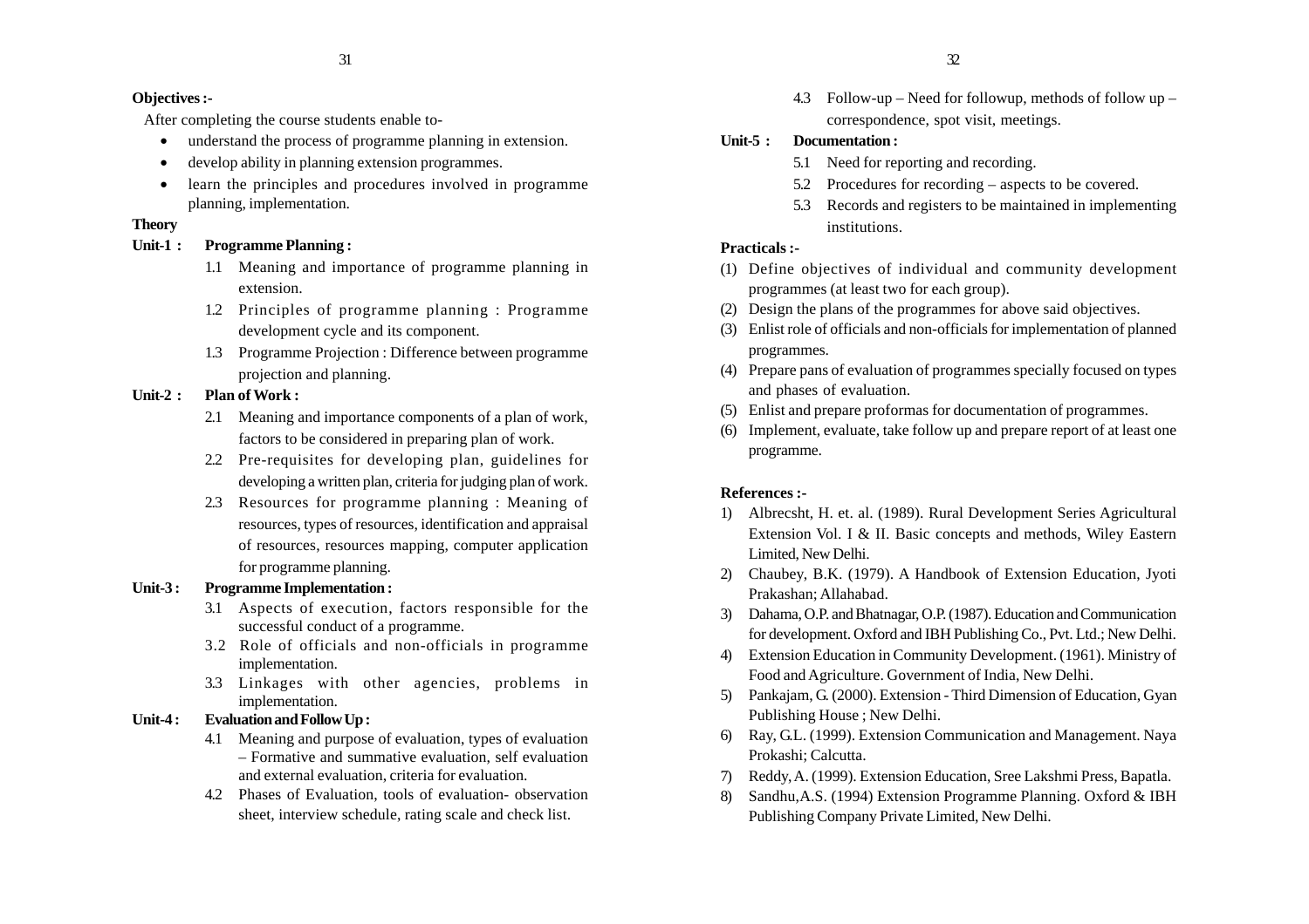**Objectives :-**

After completing the course students enable to-

- understand the process of programme planning in extension.
- develop ability in planning extension programmes.
- learn the principles and procedures involved in programme planning, implementation.

**Theory**

**Unit-1 : Programme Planning :**

1.1 Meaning and importance of programme planning in extension.

1.2 Principles of programme planning : Programme development cycle and its component.

1.3 Programme Projection : Difference between programme projection and planning.

**Unit-2 : Plan of Work :**

2.1 Meaning and importance components of a plan of work, factors to be considered in preparing plan of work.

2.2 Pre-requisites for developing plan, guidelines for developing a written plan, criteria for judging plan of work.

2.3 Resources for programme planning : Meaning of resources, types of resources, identification and appraisal of resources, resources mapping, computer application for programme planning.

**Unit-3 : Programme Implementation :**

3.1 Aspects of execution, factors responsible for the successful conduct of a programme.

3.2 Role of officials and non-officials in programme implementation.

3.3 Linkages with other agencies, problems in implementation.

**Unit-4 : Evaluation and Follow Up :**

4.1 Meaning and purpose of evaluation, types of evaluation – Formative and summative evaluation, self evaluation and external evaluation, criteria for evaluation.

4.2 Phases of Evaluation, tools of evaluation- observation sheet, interview schedule, rating scale and check list.

4.3 Follow-up – Need for followup, methods of follow up – correspondence, spot visit, meetings.

**Unit-5 : Documentation :**

5.1 Need for reporting and recording.

5.2 Procedures for recording – aspects to be covered.

5.3 Records and registers to be maintained in implementing institutions.

**Practicals :-**

(1) Define objectives of individual and community development programmes (at least two for each group).

(2) Design the plans of the programmes for above said objectives.

(3) Enlist role of officials and non-officials for implementation of planned programmes.

(4) Prepare pans of evaluation of programmes specially focused on types and phases of evaluation.

(5) Enlist and prepare proformas for documentation of programmes.

(6) Implement, evaluate, take follow up and prepare report of at least one programme.

**References :-**

1) Albrecsht, H. et. al. (1989). Rural Development Series Agricultural Extension Vol. I & II. Basic concepts and methods, Wiley Eastern Limited, New Delhi.
2) Chaubey, B.K. (1979). A Handbook of Extension Education, Jyoti Prakashan; Allahabad.
3) Dahama, O.P. and Bhatnagar, O.P. (1987). Education and Communication for development. Oxford and IBH Publishing Co., Pvt. Ltd.; New Delhi.
4) Extension Education in Community Development. (1961). Ministry of Food and Agriculture. Government of India, New Delhi.
5) Pankajam, G. (2000). Extension - Third Dimension of Education, Gyan Publishing House ; New Delhi.
6) Ray, G.L. (1999). Extension Communication and Management. Naya Prokashi; Calcutta.
7) Reddy, A. (1999). Extension Education, Sree Lakshmi Press, Bapatla.
8) Sandhu,A.S. (1994) Extension Programme Planning. Oxford & IBH Publishing Company Private Limited, New Delhi.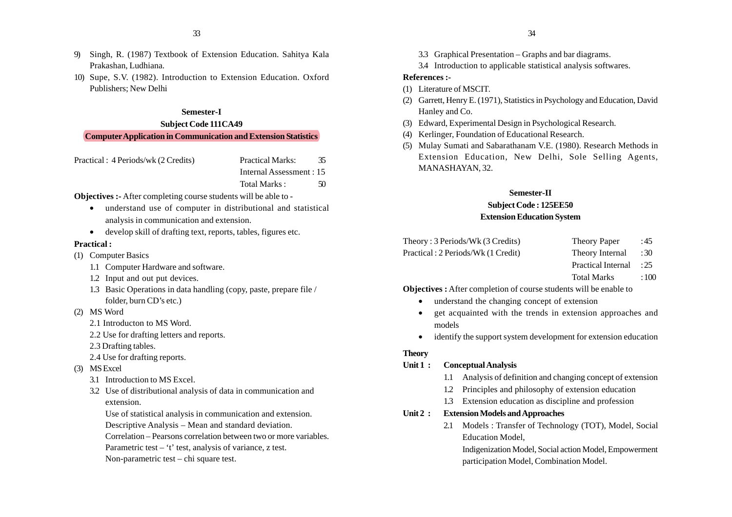9) Singh, R. (1987) Textbook of Extension Education. Sahitya Kala Prakashan, Ludhiana.
10) Supe, S.V. (1982). Introduction to Extension Education. Oxford Publishers; New Delhi

## Semester-I
### Subject Code 111CA49
### Computer Application in Communication and Extension Statistics

| Practical : 4 Periods/wk (2 Credits) | Practical Marks: | 35 |
|---|---|---|
| | Internal Assessment : | 15 |
| | Total Marks : | 50 |

**Objectives :-** After completing course students will be able to -

- understand use of computer in distributional and statistical analysis in communication and extension.
- develop skill of drafting text, reports, tables, figures etc.

**Practical :**

(1) Computer Basics
  1.1 Computer Hardware and software.
  1.2 Input and out put devices.
  1.3 Basic Operations in data handling (copy, paste, prepare file / folder, burn CD's etc.)

(2) MS Word
  2.1 Introducton to MS Word.
  2.2 Use for drafting letters and reports.
  2.3 Drafting tables.
  2.4 Use for drafting reports.

(3) MS Excel
  3.1 Introduction to MS Excel.
  3.2 Use of distributional analysis of data in communication and extension.
  Use of statistical analysis in communication and extension.
  Descriptive Analysis – Mean and standard deviation.
  Correlation – Pearsons correlation between two or more variables.
  Parametric test – 't' test, analysis of variance, z test.
  Non-parametric test – chi square test.
  3.3 Graphical Presentation – Graphs and bar diagrams.
  3.4 Introduction to applicable statistical analysis softwares.

**References :-**

(1) Literature of MSCIT.
(2) Garrett, Henry E. (1971), Statistics in Psychology and Education, David Hanley and Co.
(3) Edward, Experimental Design in Psychological Research.
(4) Kerlinger, Foundation of Educational Research.
(5) Mulay Sumati and Sabarathanam V.E. (1980). Research Methods in Extension Education, New Delhi, Sole Selling Agents, MANASHAYAN, 32.

## Semester-II
### Subject Code : 125EE50
### Extension Education System

| Theory : 3 Periods/Wk (3 Credits) | Theory Paper | : 45 |
|---|---|---|
| Practical : 2 Periods/Wk (1 Credit) | Theory Internal | : 30 |
| | Practical Internal | : 25 |
| | Total Marks | : 100 |

**Objectives :** After completion of course students will be enable to

- understand the changing concept of extension
- get acquainted with the trends in extension approaches and models
- identify the support system development for extension education

**Theory**

**Unit 1 : Conceptual Analysis**

1.1 Analysis of definition and changing concept of extension
1.2 Principles and philosophy of extension education
1.3 Extension education as discipline and profession

**Unit 2 : Extension Models and Approaches**

2.1 Models : Transfer of Technology (TOT), Model, Social Education Model,
Indigenization Model, Social action Model, Empowerment participation Model, Combination Model.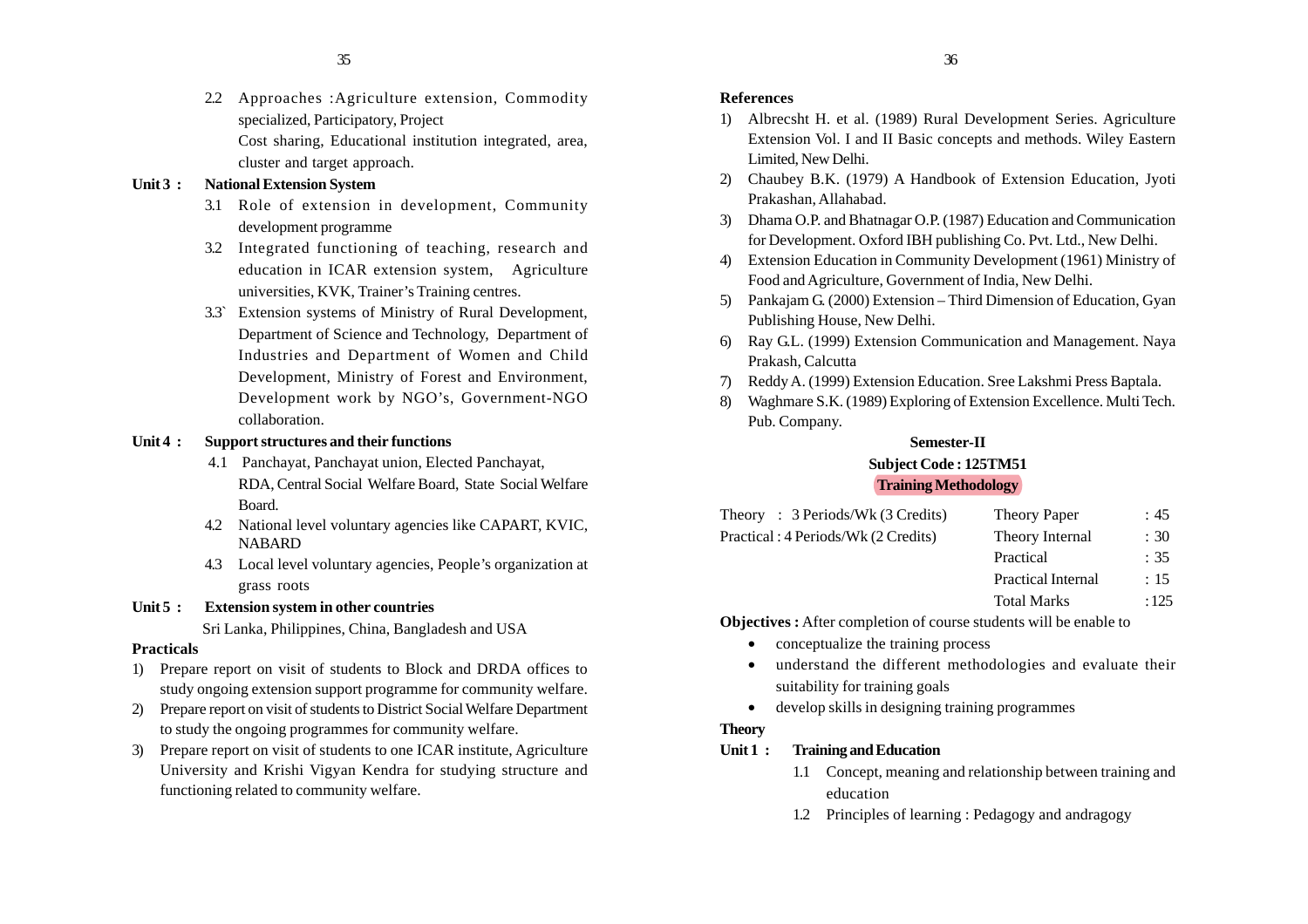2.2 Approaches :Agriculture extension, Commodity specialized, Participatory, Project
Cost sharing, Educational institution integrated, area, cluster and target approach.

**Unit 3 : National Extension System**

3.1 Role of extension in development, Community development programme

3.2 Integrated functioning of teaching, research and education in ICAR extension system, Agriculture universities, KVK, Trainer's Training centres.

3.3` Extension systems of Ministry of Rural Development, Department of Science and Technology, Department of Industries and Department of Women and Child Development, Ministry of Forest and Environment, Development work by NGO's, Government-NGO collaboration.

**Unit 4 : Support structures and their functions**

4.1 Panchayat, Panchayat union, Elected Panchayat, RDA, Central Social Welfare Board, State Social Welfare Board.

4.2 National level voluntary agencies like CAPART, KVIC, NABARD

4.3 Local level voluntary agencies, People's organization at grass roots

**Unit 5 : Extension system in other countries**

Sri Lanka, Philippines, China, Bangladesh and USA

**Practicals**

1) Prepare report on visit of students to Block and DRDA offices to study ongoing extension support programme for community welfare.
2) Prepare report on visit of students to District Social Welfare Department to study the ongoing programmes for community welfare.
3) Prepare report on visit of students to one ICAR institute, Agriculture University and Krishi Vigyan Kendra for studying structure and functioning related to community welfare.

**References**

1) Albrecsht H. et al. (1989) Rural Development Series. Agriculture Extension Vol. I and II Basic concepts and methods. Wiley Eastern Limited, New Delhi.
2) Chaubey B.K. (1979) A Handbook of Extension Education, Jyoti Prakashan, Allahabad.
3) Dhama O.P. and Bhatnagar O.P. (1987) Education and Communication for Development. Oxford IBH publishing Co. Pvt. Ltd., New Delhi.
4) Extension Education in Community Development (1961) Ministry of Food and Agriculture, Government of India, New Delhi.
5) Pankajam G. (2000) Extension – Third Dimension of Education, Gyan Publishing House, New Delhi.
6) Ray G.L. (1999) Extension Communication and Management. Naya Prakash, Calcutta
7) Reddy A. (1999) Extension Education. Sree Lakshmi Press Baptala.
8) Waghmare S.K. (1989) Exploring of Extension Excellence. Multi Tech. Pub. Company.

## Semester-II

## Subject Code : 125TM51

## Training Methodology

| | | |
|---|---|---|
| Theory : 3 Periods/Wk (3 Credits) | Theory Paper | : 45 |
| Practical : 4 Periods/Wk (2 Credits) | Theory Internal | : 30 |
| | Practical | : 35 |
| | Practical Internal | : 15 |
| | Total Marks | :125 |

**Objectives :** After completion of course students will be enable to

- conceptualize the training process
- understand the different methodologies and evaluate their suitability for training goals
- develop skills in designing training programmes

**Theory**

**Unit 1 : Training and Education**

1.1 Concept, meaning and relationship between training and education

1.2 Principles of learning : Pedagogy and andragogy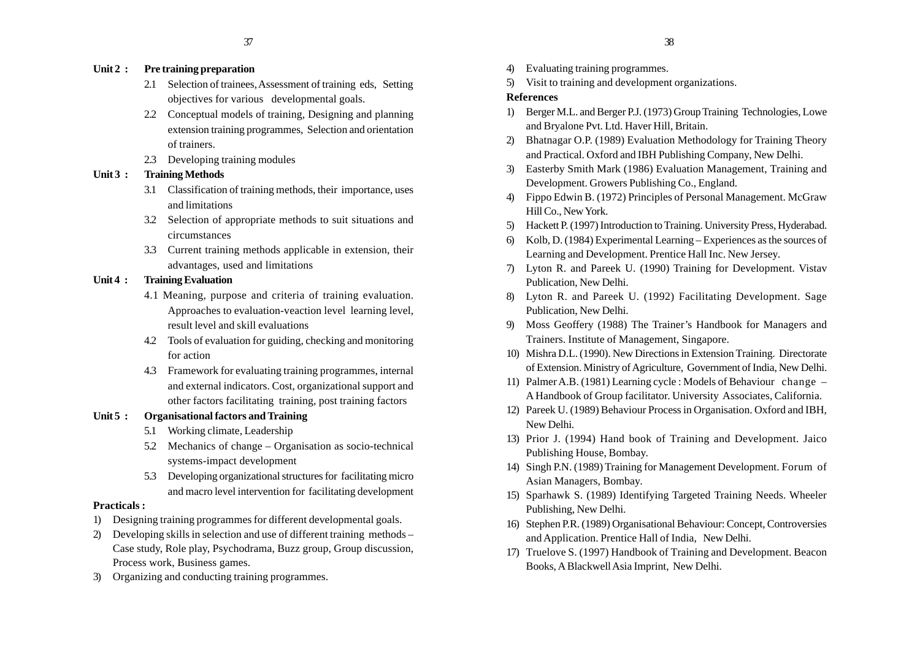**Unit 2 : Pre training preparation**

2.1 Selection of trainees, Assessment of training eds, Setting objectives for various developmental goals.

2.2 Conceptual models of training, Designing and planning extension training programmes, Selection and orientation of trainers.

2.3 Developing training modules

**Unit 3 : Training Methods**

3.1 Classification of training methods, their importance, uses and limitations

3.2 Selection of appropriate methods to suit situations and circumstances

3.3 Current training methods applicable in extension, their advantages, used and limitations

**Unit 4 : Training Evaluation**

4.1 Meaning, purpose and criteria of training evaluation. Approaches to evaluation-veaction level learning level, result level and skill evaluations

4.2 Tools of evaluation for guiding, checking and monitoring for action

4.3 Framework for evaluating training programmes, internal and external indicators. Cost, organizational support and other factors facilitating training, post training factors

**Unit 5 : Organisational factors and Training**

5.1 Working climate, Leadership

5.2 Mechanics of change – Organisation as socio-technical systems-impact development

5.3 Developing organizational structures for facilitating micro and macro level intervention for facilitating development

**Practicals :**

1) Designing training programmes for different developmental goals.
2) Developing skills in selection and use of different training methods – Case study, Role play, Psychodrama, Buzz group, Group discussion, Process work, Business games.
3) Organizing and conducting training programmes.
4) Evaluating training programmes.
5) Visit to training and development organizations.

**References**

1) Berger M.L. and Berger P.J. (1973) Group Training Technologies, Lowe and Bryalone Pvt. Ltd. Haver Hill, Britain.
2) Bhatnagar O.P. (1989) Evaluation Methodology for Training Theory and Practical. Oxford and IBH Publishing Company, New Delhi.
3) Easterby Smith Mark (1986) Evaluation Management, Training and Development. Growers Publishing Co., England.
4) Fippo Edwin B. (1972) Principles of Personal Management. McGraw Hill Co., New York.
5) Hackett P. (1997) Introduction to Training. University Press, Hyderabad.
6) Kolb, D. (1984) Experimental Learning – Experiences as the sources of Learning and Development. Prentice Hall Inc. New Jersey.
7) Lyton R. and Pareek U. (1990) Training for Development. Vistav Publication, New Delhi.
8) Lyton R. and Pareek U. (1992) Facilitating Development. Sage Publication, New Delhi.
9) Moss Geoffery (1988) The Trainer's Handbook for Managers and Trainers. Institute of Management, Singapore.
10) Mishra D.L. (1990). New Directions in Extension Training. Directorate of Extension. Ministry of Agriculture, Government of India, New Delhi.
11) Palmer A.B. (1981) Learning cycle : Models of Behaviour change – A Handbook of Group facilitator. University Associates, California.
12) Pareek U. (1989) Behaviour Process in Organisation. Oxford and IBH, New Delhi.
13) Prior J. (1994) Hand book of Training and Development. Jaico Publishing House, Bombay.
14) Singh P.N. (1989) Training for Management Development. Forum of Asian Managers, Bombay.
15) Sparhawk S. (1989) Identifying Targeted Training Needs. Wheeler Publishing, New Delhi.
16) Stephen P.R. (1989) Organisational Behaviour: Concept, Controversies and Application. Prentice Hall of India, New Delhi.
17) Truelove S. (1997) Handbook of Training and Development. Beacon Books, A Blackwell Asia Imprint, New Delhi.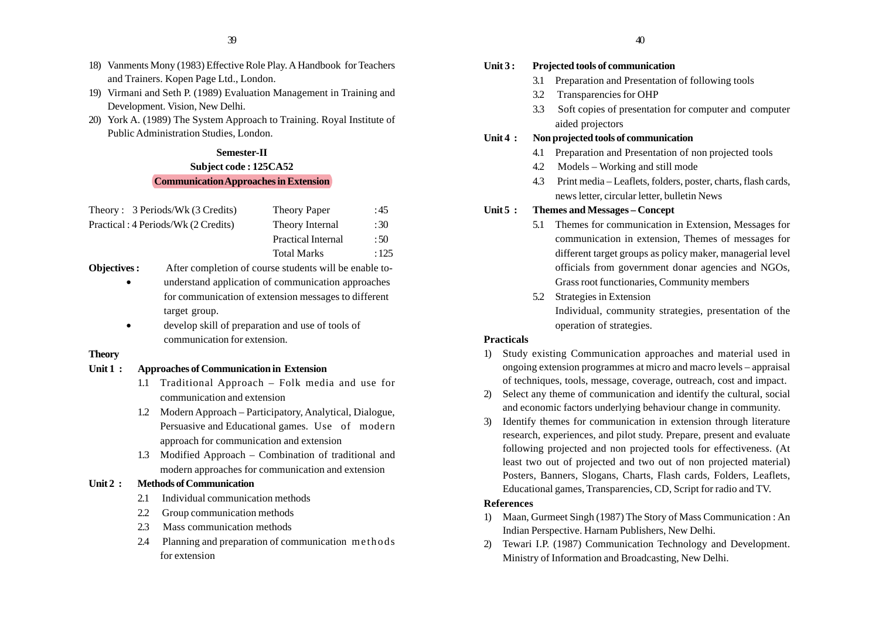18) Vanments Mony (1983) Effective Role Play. A Handbook for Teachers and Trainers. Kopen Page Ltd., London.
19) Virmani and Seth P. (1989) Evaluation Management in Training and Development. Vision, New Delhi.
20) York A. (1989) The System Approach to Training. Royal Institute of Public Administration Studies, London.

## Semester-II

### Subject code : 125CA52

### Communication Approaches in Extension

| | | |
|---|---|---|
| Theory : 3 Periods/Wk (3 Credits) | Theory Paper | : 45 |
| Practical : 4 Periods/Wk (2 Credits) | Theory Internal | : 30 |
| | Practical Internal | : 50 |
| | Total Marks | : 125 |

**Objectives :** After completion of course students will be enable to-

- understand application of communication approaches for communication of extension messages to different target group.
- develop skill of preparation and use of tools of communication for extension.

**Theory**

**Unit 1 : Approaches of Communication in Extension**

1.1 Traditional Approach – Folk media and use for communication and extension

1.2 Modern Approach – Participatory, Analytical, Dialogue, Persuasive and Educational games. Use of modern approach for communication and extension

1.3 Modified Approach – Combination of traditional and modern approaches for communication and extension

**Unit 2 : Methods of Communication**

2.1 Individual communication methods

2.2 Group communication methods

2.3 Mass communication methods

2.4 Planning and preparation of communication methods for extension

**Unit 3 : Projected tools of communication**

3.1 Preparation and Presentation of following tools

3.2 Transparencies for OHP

3.3 Soft copies of presentation for computer and computer aided projectors

**Unit 4 : Non projected tools of communication**

4.1 Preparation and Presentation of non projected tools

4.2 Models – Working and still mode

4.3 Print media – Leaflets, folders, poster, charts, flash cards, news letter, circular letter, bulletin News

**Unit 5 : Themes and Messages – Concept**

5.1 Themes for communication in Extension, Messages for communication in extension, Themes of messages for different target groups as policy maker, managerial level officials from government donar agencies and NGOs, Grass root functionaries, Community members

5.2 Strategies in Extension

Individual, community strategies, presentation of the operation of strategies.

**Practicals**

1) Study existing Communication approaches and material used in ongoing extension programmes at micro and macro levels – appraisal of techniques, tools, message, coverage, outreach, cost and impact.
2) Select any theme of communication and identify the cultural, social and economic factors underlying behaviour change in community.
3) Identify themes for communication in extension through literature research, experiences, and pilot study. Prepare, present and evaluate following projected and non projected tools for effectiveness. (At least two out of projected and two out of non projected material) Posters, Banners, Slogans, Charts, Flash cards, Folders, Leaflets, Educational games, Transparencies, CD, Script for radio and TV.

**References**

1) Maan, Gurmeet Singh (1987) The Story of Mass Communication : An Indian Perspective. Harnam Publishers, New Delhi.
2) Tewari I.P. (1987) Communication Technology and Development. Ministry of Information and Broadcasting, New Delhi.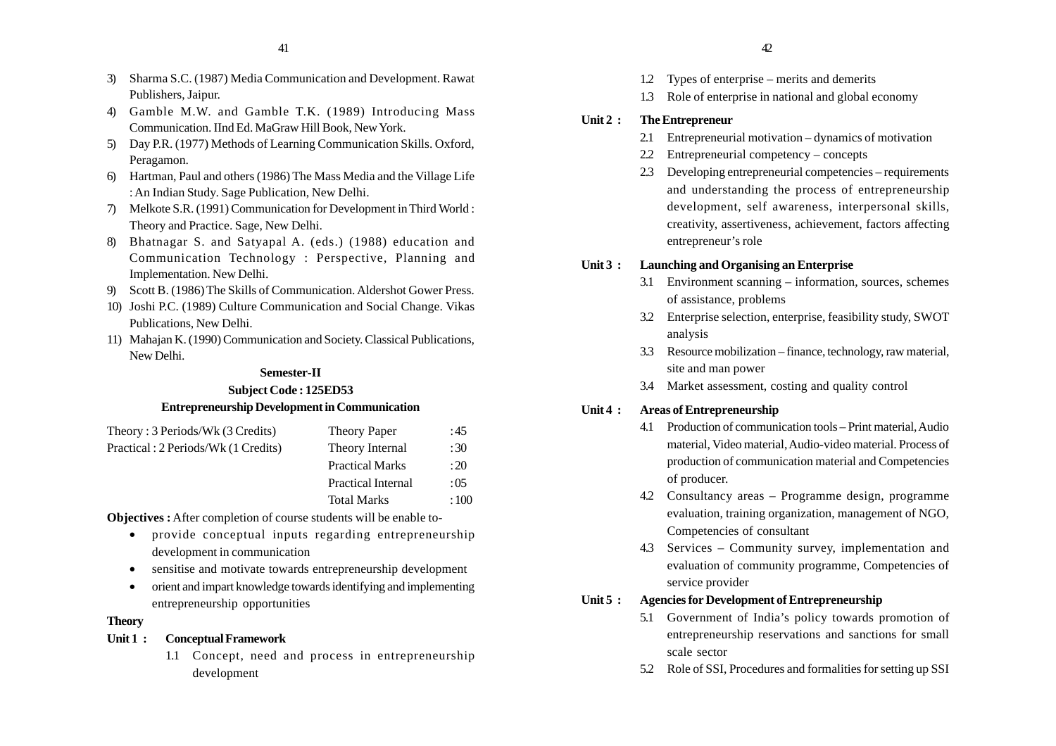3) Sharma S.C. (1987) Media Communication and Development. Rawat Publishers, Jaipur.
4) Gamble M.W. and Gamble T.K. (1989) Introducing Mass Communication. IInd Ed. MaGraw Hill Book, New York.
5) Day P.R. (1977) Methods of Learning Communication Skills. Oxford, Peragamon.
6) Hartman, Paul and others (1986) The Mass Media and the Village Life : An Indian Study. Sage Publication, New Delhi.
7) Melkote S.R. (1991) Communication for Development in Third World : Theory and Practice. Sage, New Delhi.
8) Bhatnagar S. and Satyapal A. (eds.) (1988) education and Communication Technology : Perspective, Planning and Implementation. New Delhi.
9) Scott B. (1986) The Skills of Communication. Aldershot Gower Press.
10) Joshi P.C. (1989) Culture Communication and Social Change. Vikas Publications, New Delhi.
11) Mahajan K. (1990) Communication and Society. Classical Publications, New Delhi.

## Semester-II

## Subject Code : 125ED53

## Entrepreneurship Development in Communication

| | | |
|---|---|---|
| Theory : 3 Periods/Wk (3 Credits) | Theory Paper | : 45 |
| Practical : 2 Periods/Wk (1 Credits) | Theory Internal | : 30 |
| | Practical Marks | : 20 |
| | Practical Internal | : 05 |
| | Total Marks | : 100 |

**Objectives :** After completion of course students will be enable to-

- provide conceptual inputs regarding entrepreneurship development in communication
- sensitise and motivate towards entrepreneurship development
- orient and impart knowledge towards identifying and implementing entrepreneurship opportunities

**Theory**

**Unit 1 : Conceptual Framework**

1.1 Concept, need and process in entrepreneurship development

1.2 Types of enterprise – merits and demerits

1.3 Role of enterprise in national and global economy

**Unit 2 : The Entrepreneur**

2.1 Entrepreneurial motivation – dynamics of motivation

2.2 Entrepreneurial competency – concepts

2.3 Developing entrepreneurial competencies – requirements and understanding the process of entrepreneurship development, self awareness, interpersonal skills, creativity, assertiveness, achievement, factors affecting entrepreneur's role

**Unit 3 : Launching and Organising an Enterprise**

3.1 Environment scanning – information, sources, schemes of assistance, problems

3.2 Enterprise selection, enterprise, feasibility study, SWOT analysis

3.3 Resource mobilization – finance, technology, raw material, site and man power

3.4 Market assessment, costing and quality control

**Unit 4 : Areas of Entrepreneurship**

4.1 Production of communication tools – Print material, Audio material, Video material, Audio-video material. Process of production of communication material and Competencies of producer.

4.2 Consultancy areas – Programme design, programme evaluation, training organization, management of NGO, Competencies of consultant

4.3 Services – Community survey, implementation and evaluation of community programme, Competencies of service provider

**Unit 5 : Agencies for Development of Entrepreneurship**

5.1 Government of India's policy towards promotion of entrepreneurship reservations and sanctions for small scale sector

5.2 Role of SSI, Procedures and formalities for setting up SSI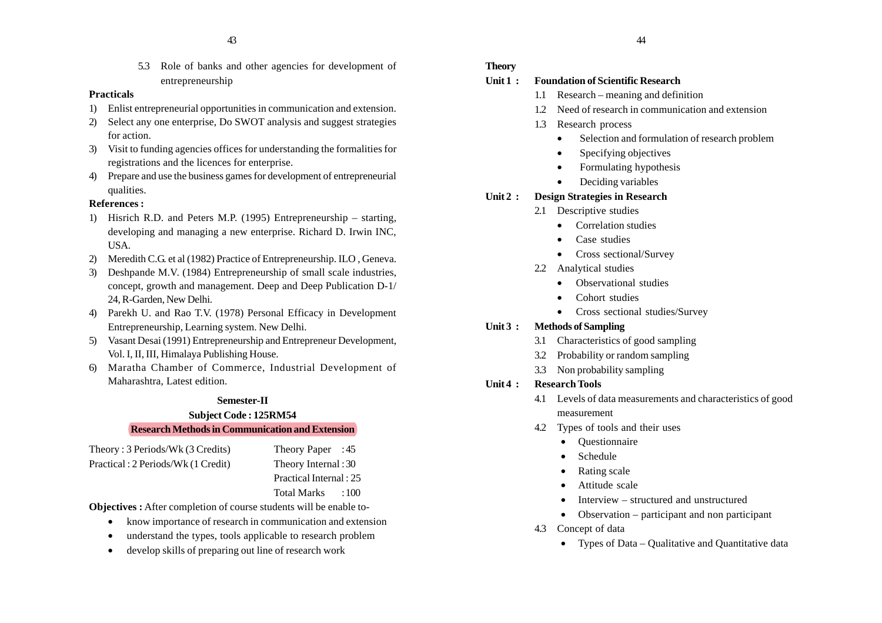5.3 Role of banks and other agencies for development of entrepreneurship

**Practicals**

1) Enlist entrepreneurial opportunities in communication and extension.
2) Select any one enterprise, Do SWOT analysis and suggest strategies for action.
3) Visit to funding agencies offices for understanding the formalities for registrations and the licences for enterprise.
4) Prepare and use the business games for development of entrepreneurial qualities.

**References :**

1) Hisrich R.D. and Peters M.P. (1995) Entrepreneurship – starting, developing and managing a new enterprise. Richard D. Irwin INC, USA.
2) Meredith C.G. et al (1982) Practice of Entrepreneurship. ILO , Geneva.
3) Deshpande M.V. (1984) Entrepreneurship of small scale industries, concept, growth and management. Deep and Deep Publication D-1/24, R-Garden, New Delhi.
4) Parekh U. and Rao T.V. (1978) Personal Efficacy in Development Entrepreneurship, Learning system. New Delhi.
5) Vasant Desai (1991) Entrepreneurship and Entrepreneur Development, Vol. I, II, III, Himalaya Publishing House.
6) Maratha Chamber of Commerce, Industrial Development of Maharashtra, Latest edition.

## Semester-II

## Subject Code : 125RM54

## Research Methods in Communication and Extension

| | |
|---|---|
| Theory : 3 Periods/Wk (3 Credits) | Theory Paper : 45 |
| Practical : 2 Periods/Wk (1 Credit) | Theory Internal : 30 |
| | Practical Internal : 25 |
| | Total Marks : 100 |

**Objectives :** After completion of course students will be enable to-

- know importance of research in communication and extension
- understand the types, tools applicable to research problem
- develop skills of preparing out line of research work

**Theory**

**Unit 1 : Foundation of Scientific Research**

1.1 Research – meaning and definition

1.2 Need of research in communication and extension

1.3 Research process

- Selection and formulation of research problem
- Specifying objectives
- Formulating hypothesis
- Deciding variables

**Unit 2 : Design Strategies in Research**

2.1 Descriptive studies

- Correlation studies
- Case studies
- Cross sectional/Survey

2.2 Analytical studies

- Observational studies
- Cohort studies
- Cross sectional studies/Survey

**Unit 3 : Methods of Sampling**

3.1 Characteristics of good sampling

3.2 Probability or random sampling

3.3 Non probability sampling

**Unit 4 : Research Tools**

4.1 Levels of data measurements and characteristics of good measurement

4.2 Types of tools and their uses

- Questionnaire
- Schedule
- Rating scale
- Attitude scale
- Interview – structured and unstructured
- Observation – participant and non participant

4.3 Concept of data

- Types of Data – Qualitative and Quantitative data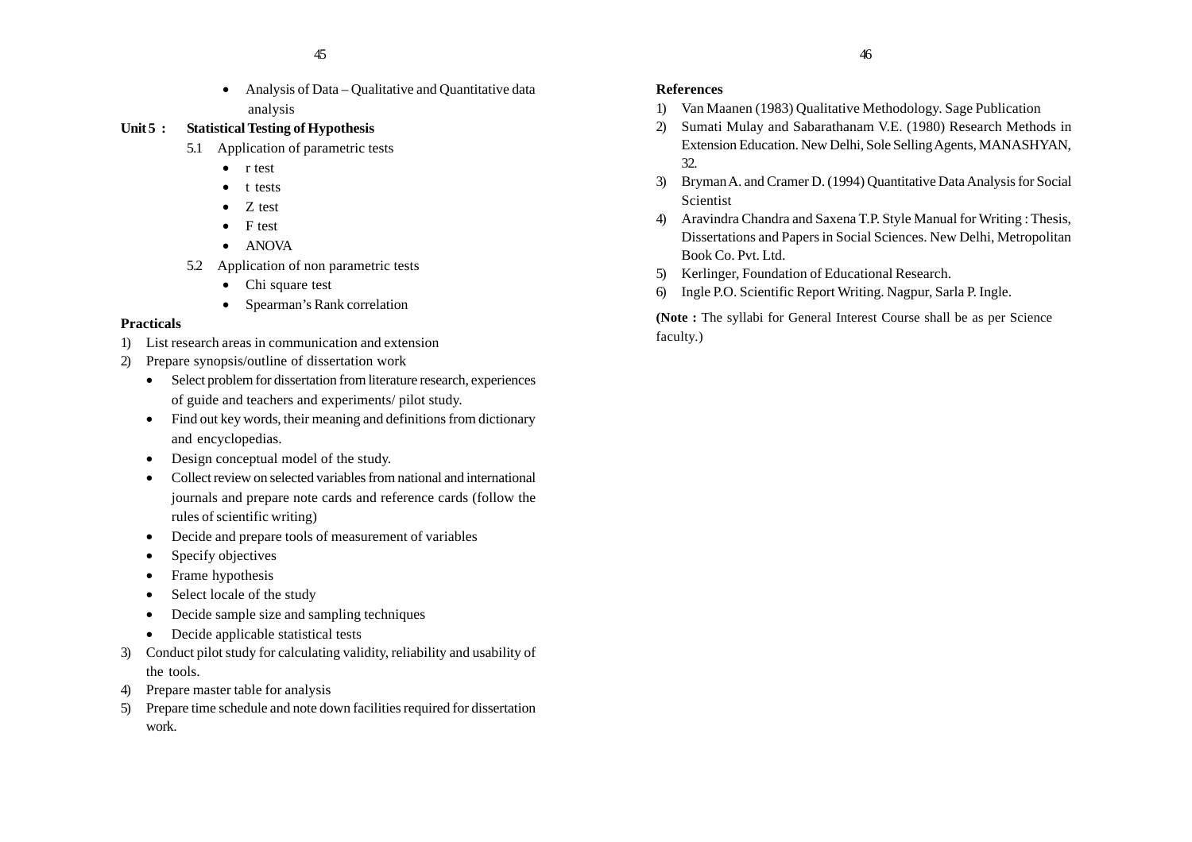- Analysis of Data – Qualitative and Quantitative data analysis

**Unit 5 : Statistical Testing of Hypothesis**

5.1 Application of parametric tests

- r test
- t tests
- Z test
- F test
- ANOVA

5.2 Application of non parametric tests

- Chi square test
- Spearman's Rank correlation

**Practicals**

1) List research areas in communication and extension
2) Prepare synopsis/outline of dissertation work
   - Select problem for dissertation from literature research, experiences of guide and teachers and experiments/ pilot study.
   - Find out key words, their meaning and definitions from dictionary and encyclopedias.
   - Design conceptual model of the study.
   - Collect review on selected variables from national and international journals and prepare note cards and reference cards (follow the rules of scientific writing)
   - Decide and prepare tools of measurement of variables
   - Specify objectives
   - Frame hypothesis
   - Select locale of the study
   - Decide sample size and sampling techniques
   - Decide applicable statistical tests
3) Conduct pilot study for calculating validity, reliability and usability of the tools.
4) Prepare master table for analysis
5) Prepare time schedule and note down facilities required for dissertation work.

**References**

1) Van Maanen (1983) Qualitative Methodology. Sage Publication
2) Sumati Mulay and Sabarathanam V.E. (1980) Research Methods in Extension Education. New Delhi, Sole Selling Agents, MANASHYAN, 32.
3) Bryman A. and Cramer D. (1994) Quantitative Data Analysis for Social Scientist
4) Aravindra Chandra and Saxena T.P. Style Manual for Writing : Thesis, Dissertations and Papers in Social Sciences. New Delhi, Metropolitan Book Co. Pvt. Ltd.
5) Kerlinger, Foundation of Educational Research.
6) Ingle P.O. Scientific Report Writing. Nagpur, Sarla P. Ingle.

**(Note :** The syllabi for General Interest Course shall be as per Science faculty.)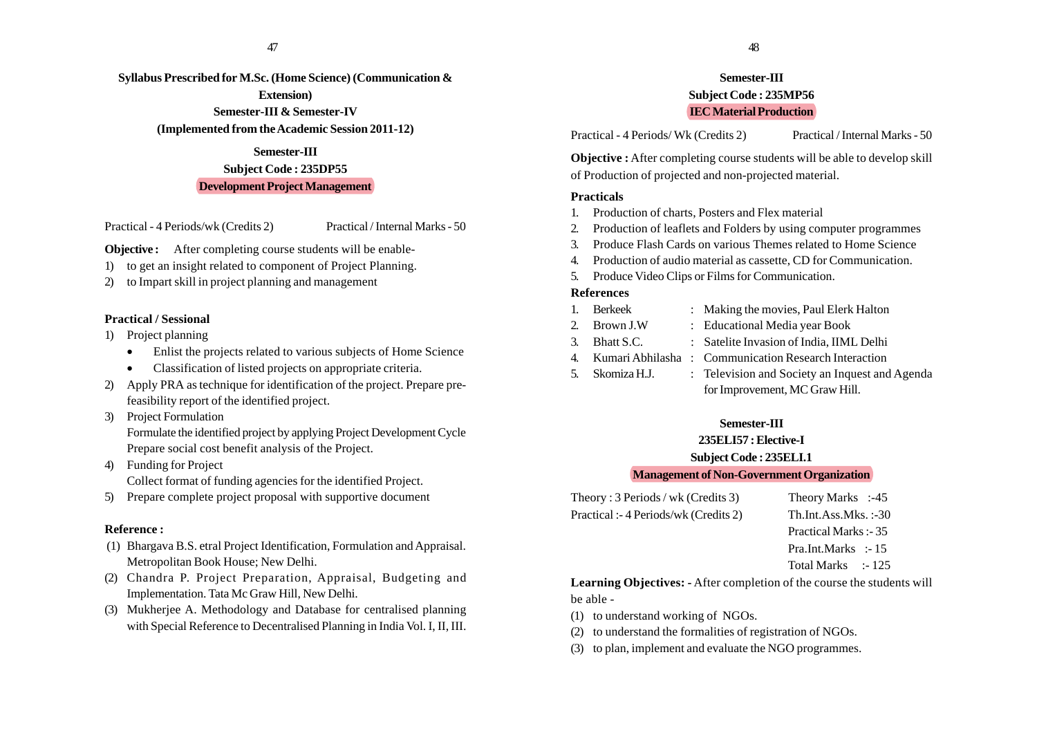**Syllabus Prescribed for M.Sc. (Home Science) (Communication & Extension)**
**Semester-III & Semester-IV**
**(Implemented from the Academic Session 2011-12)**

## Semester-III
### Subject Code : 235DP55
### Development Project Management

Practical - 4 Periods/wk (Credits 2) Practical / Internal Marks - 50

**Objective :** After completing course students will be enable-

1) to get an insight related to component of Project Planning.
2) to Impart skill in project planning and management

**Practical / Sessional**

1) Project planning
   - Enlist the projects related to various subjects of Home Science
   - Classification of listed projects on appropriate criteria.
2) Apply PRA as technique for identification of the project. Prepare pre-feasibility report of the identified project.
3) Project Formulation
   Formulate the identified project by applying Project Development Cycle
   Prepare social cost benefit analysis of the Project.
4) Funding for Project
   Collect format of funding agencies for the identified Project.
5) Prepare complete project proposal with supportive document

**Reference :**

(1) Bhargava B.S. etral Project Identification, Formulation and Appraisal. Metropolitan Book House; New Delhi.
(2) Chandra P. Project Preparation, Appraisal, Budgeting and Implementation. Tata Mc Graw Hill, New Delhi.
(3) Mukherjee A. Methodology and Database for centralised planning with Special Reference to Decentralised Planning in India Vol. I, II, III.

## Semester-III
### Subject Code : 235MP56
### IEC Material Production

Practical - 4 Periods/ Wk (Credits 2) Practical / Internal Marks - 50

**Objective :** After completing course students will be able to develop skill of Production of projected and non-projected material.

**Practicals**

1. Production of charts, Posters and Flex material
2. Production of leaflets and Folders by using computer programmes
3. Produce Flash Cards on various Themes related to Home Science
4. Production of audio material as cassette, CD for Communication.
5. Produce Video Clips or Films for Communication.

**References**

1. Berkeek : Making the movies, Paul Elerk Halton
2. Brown J.W : Educational Media year Book
3. Bhatt S.C. : Satelite Invasion of India, IIML Delhi
4. Kumari Abhilasha : Communication Research Interaction
5. Skomiza H.J. : Television and Society an Inquest and Agenda for Improvement, MC Graw Hill.

## Semester-III
### 235ELI57 : Elective-I
### Subject Code : 235ELI.1
### Management of Non-Government Organization

Theory : 3 Periods / wk (Credits 3) Theory Marks :-45
Practical :- 4 Periods/wk (Credits 2) Th.Int.Ass.Mks. :-30
Practical Marks :- 35
Pra.Int.Marks :- 15
Total Marks :- 125

**Learning Objectives: -** After completion of the course the students will be able -

(1) to understand working of NGOs.
(2) to understand the formalities of registration of NGOs.
(3) to plan, implement and evaluate the NGO programmes.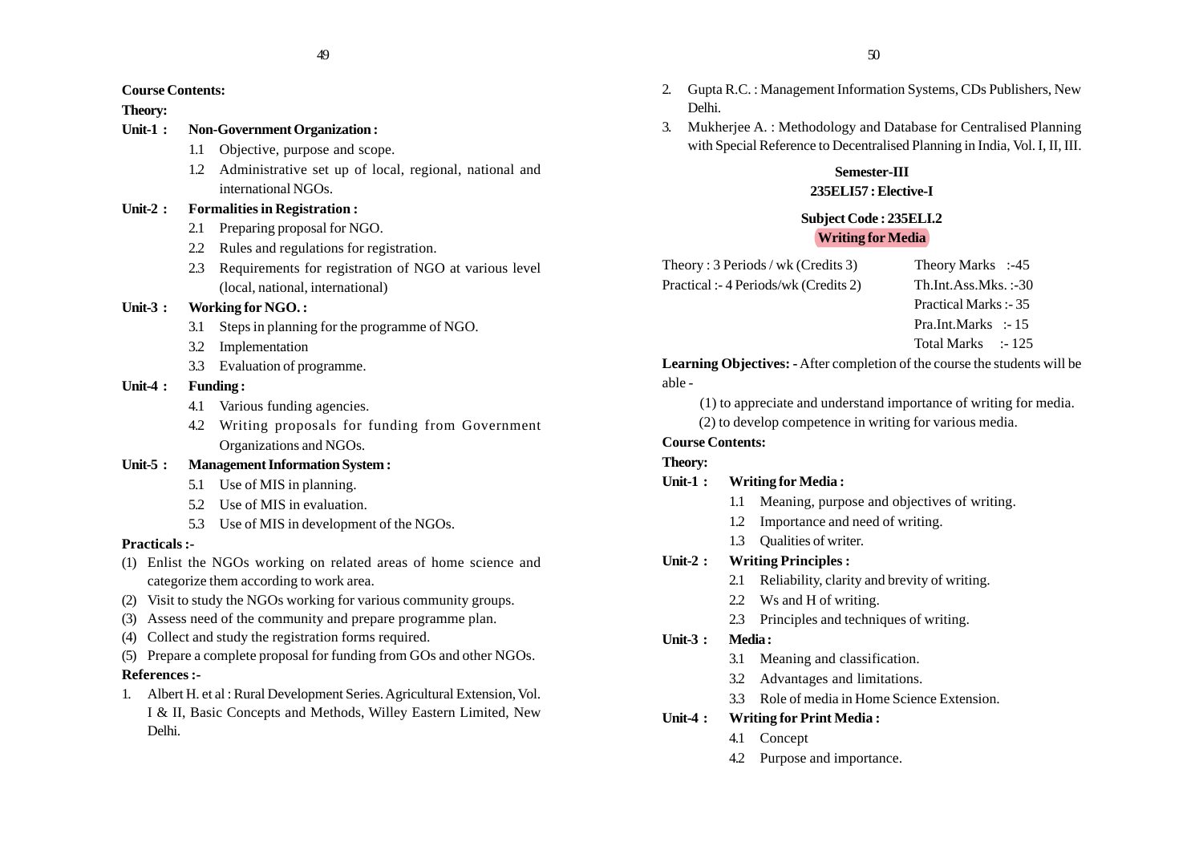**Course Contents:**

**Theory:**

**Unit-1 : Non-Government Organization :**

- 1.1 Objective, purpose and scope.
- 1.2 Administrative set up of local, regional, national and international NGOs.

**Unit-2 : Formalities in Registration :**

- 2.1 Preparing proposal for NGO.
- 2.2 Rules and regulations for registration.
- 2.3 Requirements for registration of NGO at various level (local, national, international)

**Unit-3 : Working for NGO. :**

- 3.1 Steps in planning for the programme of NGO.
- 3.2 Implementation
- 3.3 Evaluation of programme.

**Unit-4 : Funding :**

- 4.1 Various funding agencies.
- 4.2 Writing proposals for funding from Government Organizations and NGOs.

**Unit-5 : Management Information System :**

- 5.1 Use of MIS in planning.
- 5.2 Use of MIS in evaluation.
- 5.3 Use of MIS in development of the NGOs.

**Practicals :-**

(1) Enlist the NGOs working on related areas of home science and categorize them according to work area.

(2) Visit to study the NGOs working for various community groups.

(3) Assess need of the community and prepare programme plan.

(4) Collect and study the registration forms required.

(5) Prepare a complete proposal for funding from GOs and other NGOs.

**References :-**

1. Albert H. et al : Rural Development Series. Agricultural Extension, Vol. I & II, Basic Concepts and Methods, Willey Eastern Limited, New Delhi.
2. Gupta R.C. : Management Information Systems, CDs Publishers, New Delhi.
3. Mukherjee A. : Methodology and Database for Centralised Planning with Special Reference to Decentralised Planning in India, Vol. I, II, III.

## Semester-III

## 235ELI57 : Elective-I

### Subject Code : 235ELI.2

### Writing for Media

| | |
|---|---|
| Theory : 3 Periods / wk (Credits 3) | Theory Marks :-45 |
| Practical :- 4 Periods/wk (Credits 2) | Th.Int.Ass.Mks. :-30 |
| | Practical Marks :- 35 |
| | Pra.Int.Marks :- 15 |
| | Total Marks :- 125 |

**Learning Objectives: -** After completion of the course the students will be able -

(1) to appreciate and understand importance of writing for media.

(2) to develop competence in writing for various media.

**Course Contents:**

**Theory:**

**Unit-1 : Writing for Media :**

- 1.1 Meaning, purpose and objectives of writing.
- 1.2 Importance and need of writing.
- 1.3 Qualities of writer.

**Unit-2 : Writing Principles :**

- 2.1 Reliability, clarity and brevity of writing.
- 2.2 Ws and H of writing.
- 2.3 Principles and techniques of writing.

**Unit-3 : Media :**

- 3.1 Meaning and classification.
- 3.2 Advantages and limitations.
- 3.3 Role of media in Home Science Extension.

**Unit-4 : Writing for Print Media :**

- 4.1 Concept
- 4.2 Purpose and importance.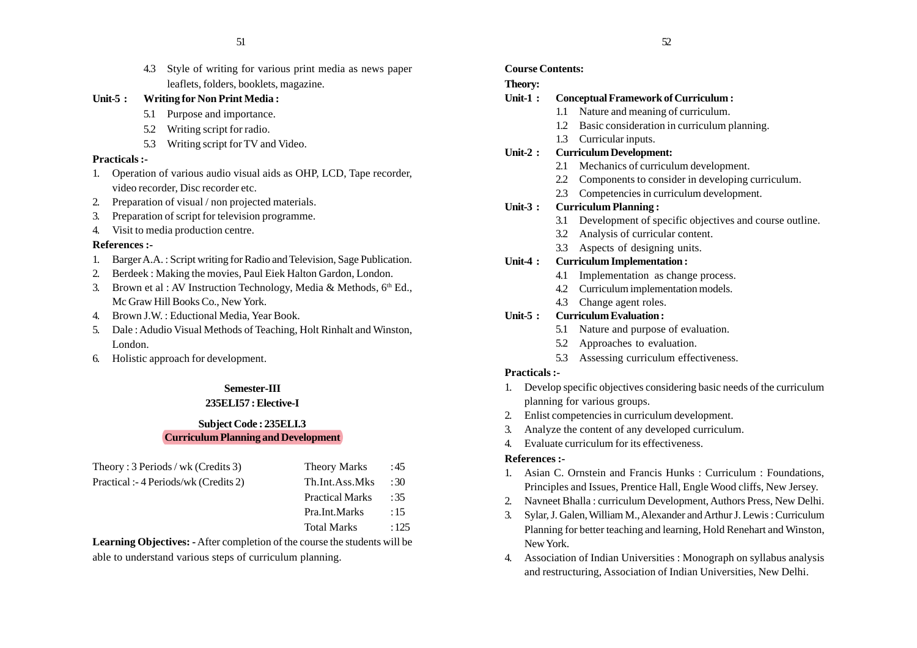4.3 Style of writing for various print media as news paper leaflets, folders, booklets, magazine.

**Unit-5 : Writing for Non Print Media :**

5.1 Purpose and importance.

5.2 Writing script for radio.

5.3 Writing script for TV and Video.

**Practicals :-**

1. Operation of various audio visual aids as OHP, LCD, Tape recorder, video recorder, Disc recorder etc.
2. Preparation of visual / non projected materials.
3. Preparation of script for television programme.
4. Visit to media production centre.

**References :-**

1. Barger A.A. : Script writing for Radio and Television, Sage Publication.
2. Berdeek : Making the movies, Paul Eiek Halton Gardon, London.
3. Brown et al : AV Instruction Technology, Media & Methods, 6th Ed., Mc Graw Hill Books Co., New York.
4. Brown J.W. : Eductional Media, Year Book.
5. Dale : Adudio Visual Methods of Teaching, Holt Rinhalt and Winston, London.
6. Holistic approach for development.

**Semester-III**

**235ELI57 : Elective-I**

**Subject Code : 235ELI.3**

**Curriculum Planning and Development**

| | | |
|---|---|---|
| Theory : 3 Periods / wk (Credits 3) | Theory Marks | : 45 |
| Practical :- 4 Periods/wk (Credits 2) | Th.Int.Ass.Mks | : 30 |
| | Practical Marks | : 35 |
| | Pra.Int.Marks | : 15 |
| | Total Marks | : 125 |

**Learning Objectives: -** After completion of the course the students will be able to understand various steps of curriculum planning.

**Course Contents:**

**Theory:**

**Unit-1 : Conceptual Framework of Curriculum :**

1.1 Nature and meaning of curriculum.

1.2 Basic consideration in curriculum planning.

1.3 Curricular inputs.

**Unit-2 : Curriculum Development:**

2.1 Mechanics of curriculum development.

2.2 Components to consider in developing curriculum.

2.3 Competencies in curriculum development.

**Unit-3 : Curriculum Planning :**

3.1 Development of specific objectives and course outline.

3.2 Analysis of curricular content.

3.3 Aspects of designing units.

**Unit-4 : Curriculum Implementation :**

4.1 Implementation as change process.

4.2 Curriculum implementation models.

4.3 Change agent roles.

**Unit-5 : Curriculum Evaluation :**

5.1 Nature and purpose of evaluation.

5.2 Approaches to evaluation.

5.3 Assessing curriculum effectiveness.

**Practicals :-**

1. Develop specific objectives considering basic needs of the curriculum planning for various groups.
2. Enlist competencies in curriculum development.
3. Analyze the content of any developed curriculum.
4. Evaluate curriculum for its effectiveness.

**References :-**

1. Asian C. Ornstein and Francis Hunks : Curriculum : Foundations, Principles and Issues, Prentice Hall, Engle Wood cliffs, New Jersey.
2. Navneet Bhalla : curriculum Development, Authors Press, New Delhi.
3. Sylar, J. Galen, William M., Alexander and Arthur J. Lewis : Curriculum Planning for better teaching and learning, Hold Renehart and Winston, New York.
4. Association of Indian Universities : Monograph on syllabus analysis and restructuring, Association of Indian Universities, New Delhi.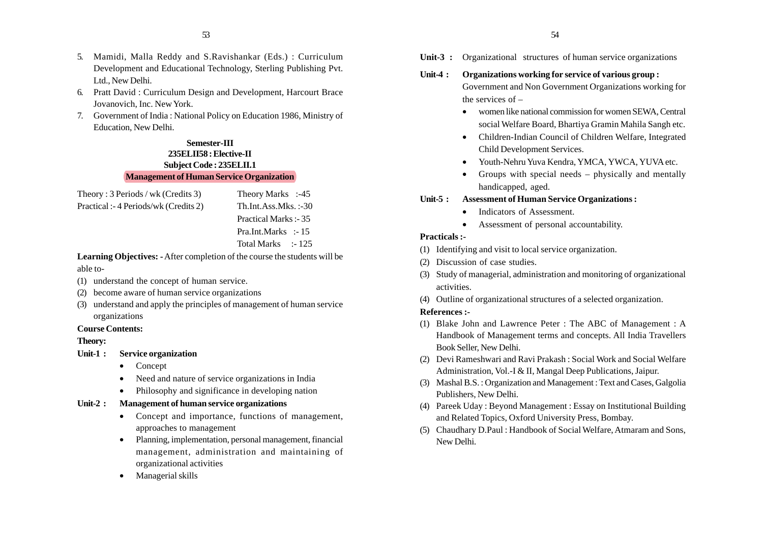5. Mamidi, Malla Reddy and S.Ravishankar (Eds.) : Curriculum Development and Educational Technology, Sterling Publishing Pvt. Ltd., New Delhi.
6. Pratt David : Curriculum Design and Development, Harcourt Brace Jovanovich, Inc. New York.
7. Government of India : National Policy on Education 1986, Ministry of Education, New Delhi.

**Semester-III**
**235ELII58 : Elective-II**
**Subject Code : 235ELII.1**
**Management of Human Service Organization**

| | |
|---|---|
| Theory : 3 Periods / wk (Credits 3) | Theory Marks :-45 |
| Practical :- 4 Periods/wk (Credits 2) | Th.Int.Ass.Mks. :-30 |
| | Practical Marks :- 35 |
| | Pra.Int.Marks :- 15 |
| | Total Marks :- 125 |

**Learning Objectives: -** After completion of the course the students will be able to-

(1) understand the concept of human service.
(2) become aware of human service organizations
(3) understand and apply the principles of management of human service organizations

**Course Contents:**

**Theory:**

**Unit-1 : Service organization**

- Concept
- Need and nature of service organizations in India
- Philosophy and significance in developing nation

**Unit-2 : Management of human service organizations**

- Concept and importance, functions of management, approaches to management
- Planning, implementation, personal management, financial management, administration and maintaining of organizational activities
- Managerial skills

**Unit-3 :** Organizational structures of human service organizations

**Unit-4 : Organizations working for service of various group :**
Government and Non Government Organizations working for the services of –

- women like national commission for women SEWA, Central social Welfare Board, Bhartiya Gramin Mahila Sangh etc.
- Children-Indian Council of Children Welfare, Integrated Child Development Services.
- Youth-Nehru Yuva Kendra, YMCA, YWCA, YUVA etc.
- Groups with special needs – physically and mentally handicapped, aged.

**Unit-5 : Assessment of Human Service Organizations :**

- Indicators of Assessment.
- Assessment of personal accountability.

**Practicals :-**

(1) Identifying and visit to local service organization.
(2) Discussion of case studies.
(3) Study of managerial, administration and monitoring of organizational activities.
(4) Outline of organizational structures of a selected organization.

**References :-**

(1) Blake John and Lawrence Peter : The ABC of Management : A Handbook of Management terms and concepts. All India Travellers Book Seller, New Delhi.
(2) Devi Rameshwari and Ravi Prakash : Social Work and Social Welfare Administration, Vol.-I & II, Mangal Deep Publications, Jaipur.
(3) Mashal B.S. : Organization and Management : Text and Cases, Galgolia Publishers, New Delhi.
(4) Pareek Uday : Beyond Management : Essay on Institutional Building and Related Topics, Oxford University Press, Bombay.
(5) Chaudhary D.Paul : Handbook of Social Welfare, Atmaram and Sons, New Delhi.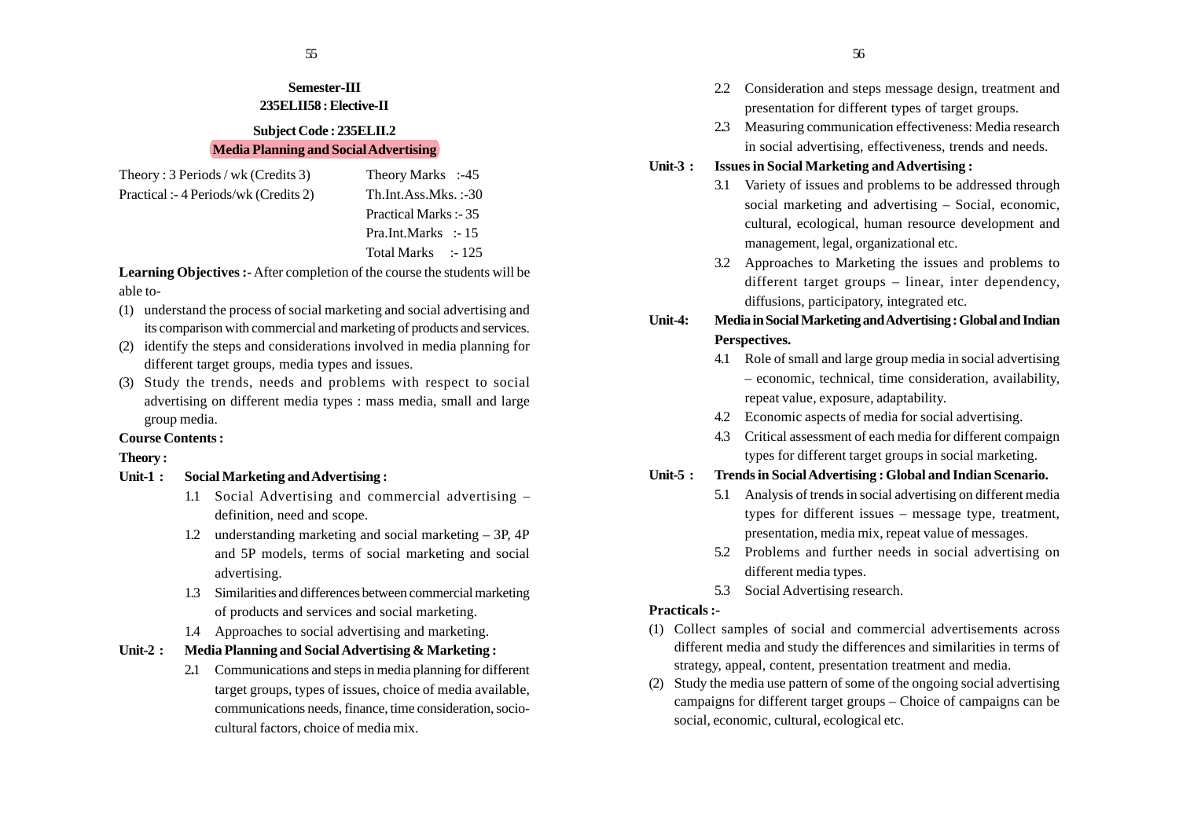**Semester-III**

**235ELII58 : Elective-II**

**Subject Code : 235ELII.2**

## Media Planning and Social Advertising

| | |
|---|---|
| Theory : 3 Periods / wk (Credits 3) | Theory Marks :-45 |
| Practical :- 4 Periods/wk (Credits 2) | Th.Int.Ass.Mks. :-30 |
| | Practical Marks :- 35 |
| | Pra.Int.Marks :- 15 |
| | Total Marks :- 125 |

**Learning Objectives :-** After completion of the course the students will be able to-

(1) understand the process of social marketing and social advertising and its comparison with commercial and marketing of products and services.

(2) identify the steps and considerations involved in media planning for different target groups, media types and issues.

(3) Study the trends, needs and problems with respect to social advertising on different media types : mass media, small and large group media.

**Course Contents :**

**Theory :**

**Unit-1 : Social Marketing and Advertising :**

1.1 Social Advertising and commercial advertising – definition, need and scope.

1.2 understanding marketing and social marketing – 3P, 4P and 5P models, terms of social marketing and social advertising.

1.3 Similarities and differences between commercial marketing of products and services and social marketing.

1.4 Approaches to social advertising and marketing.

**Unit-2 : Media Planning and Social Advertising & Marketing :**

2.1 Communications and steps in media planning for different target groups, types of issues, choice of media available, communications needs, finance, time consideration, socio-cultural factors, choice of media mix.

2.2 Consideration and steps message design, treatment and presentation for different types of target groups.

2.3 Measuring communication effectiveness: Media research in social advertising, effectiveness, trends and needs.

**Unit-3 : Issues in Social Marketing and Advertising :**

3.1 Variety of issues and problems to be addressed through social marketing and advertising – Social, economic, cultural, ecological, human resource development and management, legal, organizational etc.

3.2 Approaches to Marketing the issues and problems to different target groups – linear, inter dependency, diffusions, participatory, integrated etc.

**Unit-4: Media in Social Marketing and Advertising : Global and Indian Perspectives.**

4.1 Role of small and large group media in social advertising – economic, technical, time consideration, availability, repeat value, exposure, adaptability.

4.2 Economic aspects of media for social advertising.

4.3 Critical assessment of each media for different compaign types for different target groups in social marketing.

**Unit-5 : Trends in Social Advertising : Global and Indian Scenario.**

5.1 Analysis of trends in social advertising on different media types for different issues – message type, treatment, presentation, media mix, repeat value of messages.

5.2 Problems and further needs in social advertising on different media types.

5.3 Social Advertising research.

**Practicals :-**

(1) Collect samples of social and commercial advertisements across different media and study the differences and similarities in terms of strategy, appeal, content, presentation treatment and media.

(2) Study the media use pattern of some of the ongoing social advertising campaigns for different target groups – Choice of campaigns can be social, economic, cultural, ecological etc.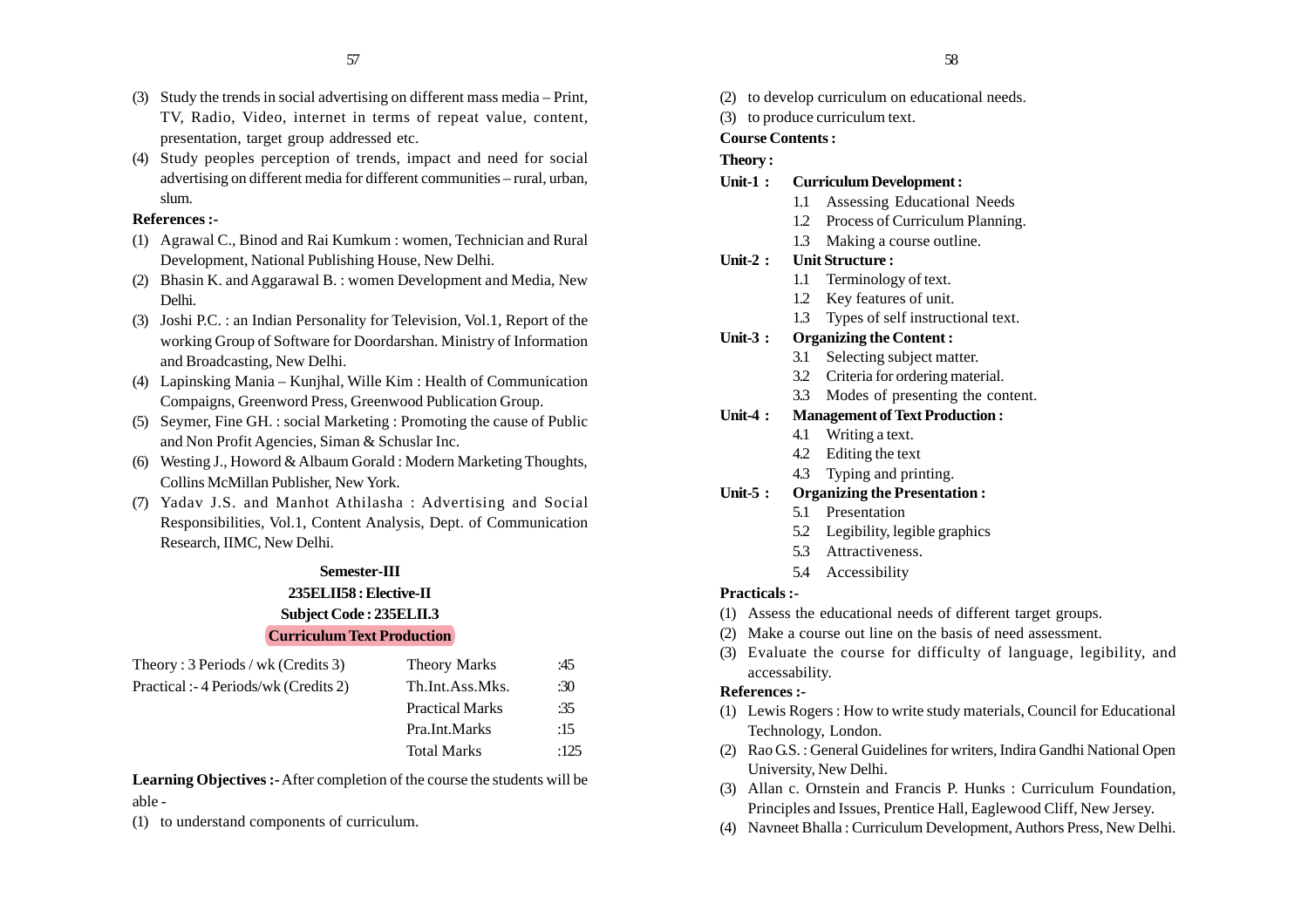(3) Study the trends in social advertising on different mass media – Print, TV, Radio, Video, internet in terms of repeat value, content, presentation, target group addressed etc.

(4) Study peoples perception of trends, impact and need for social advertising on different media for different communities – rural, urban, slum.

**References :-**

(1) Agrawal C., Binod and Rai Kumkum : women, Technician and Rural Development, National Publishing House, New Delhi.

(2) Bhasin K. and Aggarawal B. : women Development and Media, New Delhi.

(3) Joshi P.C. : an Indian Personality for Television, Vol.1, Report of the working Group of Software for Doordarshan. Ministry of Information and Broadcasting, New Delhi.

(4) Lapinsking Mania – Kunjhal, Wille Kim : Health of Communication Compaigns, Greenword Press, Greenwood Publication Group.

(5) Seymer, Fine GH. : social Marketing : Promoting the cause of Public and Non Profit Agencies, Siman & Schuslar Inc.

(6) Westing J., Howord & Albaum Gorald : Modern Marketing Thoughts, Collins McMillan Publisher, New York.

(7) Yadav J.S. and Manhot Athilasha : Advertising and Social Responsibilities, Vol.1, Content Analysis, Dept. of Communication Research, IIMC, New Delhi.

**Semester-III**

**235ELII58 : Elective-II**

**Subject Code : 235ELII.3**

## Curriculum Text Production

| | | |
|---|---|---|
| Theory : 3 Periods / wk (Credits 3) | Theory Marks | :45 |
| Practical :- 4 Periods/wk (Credits 2) | Th.Int.Ass.Mks. | :30 |
| | Practical Marks | :35 |
| | Pra.Int.Marks | :15 |
| | Total Marks | :125 |

**Learning Objectives :-** After completion of the course the students will be able -

(1) to understand components of curriculum.

(2) to develop curriculum on educational needs.

(3) to produce curriculum text.

**Course Contents :**

**Theory :**

**Unit-1 : Curriculum Development :**

- 1.1 Assessing Educational Needs
- 1.2 Process of Curriculum Planning.
- 1.3 Making a course outline.

**Unit-2 : Unit Structure :**

- 1.1 Terminology of text.
- 1.2 Key features of unit.
- 1.3 Types of self instructional text.

**Unit-3 : Organizing the Content :**

- 3.1 Selecting subject matter.
- 3.2 Criteria for ordering material.
- 3.3 Modes of presenting the content.

**Unit-4 : Management of Text Production :**

- 4.1 Writing a text.
- 4.2 Editing the text
- 4.3 Typing and printing.

**Unit-5 : Organizing the Presentation :**

- 5.1 Presentation
- 5.2 Legibility, legible graphics
- 5.3 Attractiveness.
- 5.4 Accessibility

**Practicals :-**

(1) Assess the educational needs of different target groups.

(2) Make a course out line on the basis of need assessment.

(3) Evaluate the course for difficulty of language, legibility, and accessability.

**References :-**

(1) Lewis Rogers : How to write study materials, Council for Educational Technology, London.

(2) Rao G.S. : General Guidelines for writers, Indira Gandhi National Open University, New Delhi.

(3) Allan c. Ornstein and Francis P. Hunks : Curriculum Foundation, Principles and Issues, Prentice Hall, Eaglewood Cliff, New Jersey.

(4) Navneet Bhalla : Curriculum Development, Authors Press, New Delhi.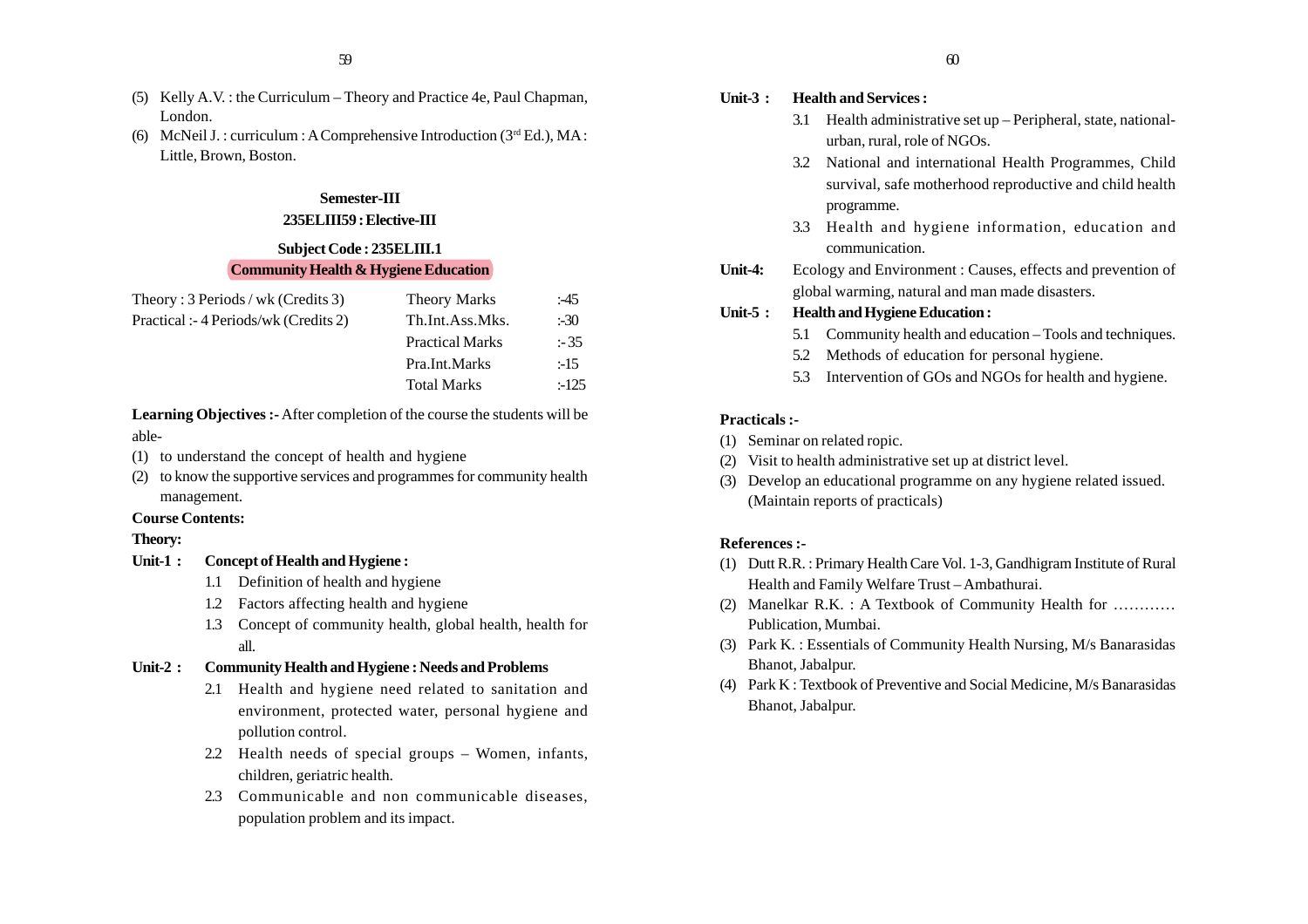(5) Kelly A.V. : the Curriculum – Theory and Practice 4e, Paul Chapman, London.

(6) McNeil J. : curriculum : A Comprehensive Introduction (3rd Ed.), MA : Little, Brown, Boston.

## Semester-III

### 235ELIII59 : Elective-III

### Subject Code : 235ELIII.1

### Community Health & Hygiene Education

| | | |
|---|---|---|
| Theory : 3 Periods / wk (Credits 3) | Theory Marks | :-45 |
| Practical :- 4 Periods/wk (Credits 2) | Th.Int.Ass.Mks. | :-30 |
| | Practical Marks | :- 35 |
| | Pra.Int.Marks | :-15 |
| | Total Marks | :-125 |

**Learning Objectives :-** After completion of the course the students will be able-

(1) to understand the concept of health and hygiene

(2) to know the supportive services and programmes for community health management.

**Course Contents:**

**Theory:**

**Unit-1 : Concept of Health and Hygiene :**

1.1 Definition of health and hygiene

1.2 Factors affecting health and hygiene

1.3 Concept of community health, global health, health for all.

**Unit-2 : Community Health and Hygiene : Needs and Problems**

2.1 Health and hygiene need related to sanitation and environment, protected water, personal hygiene and pollution control.

2.2 Health needs of special groups – Women, infants, children, geriatric health.

2.3 Communicable and non communicable diseases, population problem and its impact.

**Unit-3 : Health and Services :**

3.1 Health administrative set up – Peripheral, state, national-urban, rural, role of NGOs.

3.2 National and international Health Programmes, Child survival, safe motherhood reproductive and child health programme.

3.3 Health and hygiene information, education and communication.

**Unit-4:** Ecology and Environment : Causes, effects and prevention of global warming, natural and man made disasters.

**Unit-5 : Health and Hygiene Education :**

5.1 Community health and education – Tools and techniques.

5.2 Methods of education for personal hygiene.

5.3 Intervention of GOs and NGOs for health and hygiene.

**Practicals :-**

(1) Seminar on related ropic.

(2) Visit to health administrative set up at district level.

(3) Develop an educational programme on any hygiene related issued. (Maintain reports of practicals)

**References :-**

(1) Dutt R.R. : Primary Health Care Vol. 1-3, Gandhigram Institute of Rural Health and Family Welfare Trust – Ambathurai.

(2) Manelkar R.K. : A Textbook of Community Health for ………… Publication, Mumbai.

(3) Park K. : Essentials of Community Health Nursing, M/s Banarasidas Bhanot, Jabalpur.

(4) Park K : Textbook of Preventive and Social Medicine, M/s Banarasidas Bhanot, Jabalpur.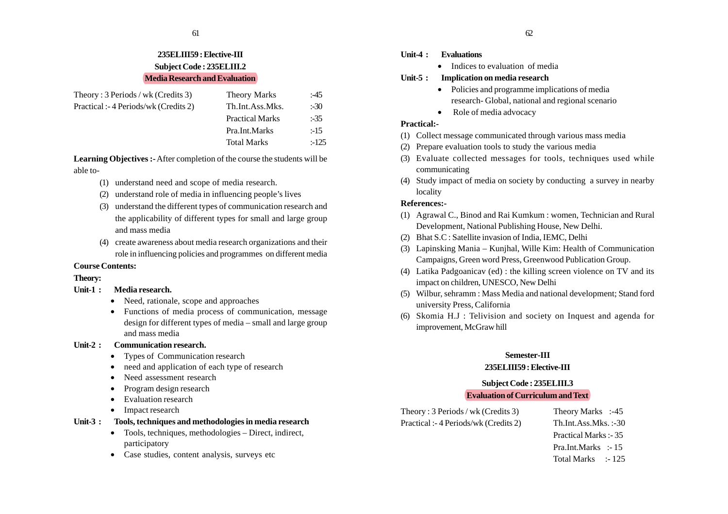**235ELIII59 : Elective-III**

**Subject Code : 235ELIII.2**

## Media Research and Evaluation

| | | |
|---|---|---|
| Theory : 3 Periods / wk (Credits 3) | Theory Marks | :-45 |
| Practical :- 4 Periods/wk (Credits 2) | Th.Int.Ass.Mks. | :-30 |
| | Practical Marks | :-35 |
| | Pra.Int.Marks | :-15 |
| | Total Marks | :-125 |

**Learning Objectives :-** After completion of the course the students will be able to-

(1) understand need and scope of media research.
(2) understand role of media in influencing people's lives
(3) understand the different types of communication research and the applicability of different types for small and large group and mass media
(4) create awareness about media research organizations and their role in influencing policies and programmes on different media

**Course Contents:**

**Theory:**

**Unit-1 : Media research.**

- Need, rationale, scope and approaches
- Functions of media process of communication, message design for different types of media – small and large group and mass media

**Unit-2 : Communication research.**

- Types of Communication research
- need and application of each type of research
- Need assessment research
- Program design research
- Evaluation research
- Impact research

**Unit-3 : Tools, techniques and methodologies in media research**

- Tools, techniques, methodologies – Direct, indirect, participatory
- Case studies, content analysis, surveys etc

**Unit-4 : Evaluations**

- Indices to evaluation of media

**Unit-5 : Implication on media research**

- Policies and programme implications of media research- Global, national and regional scenario
- Role of media advocacy

**Practical:-**

(1) Collect message communicated through various mass media
(2) Prepare evaluation tools to study the various media
(3) Evaluate collected messages for tools, techniques used while communicating
(4) Study impact of media on society by conducting a survey in nearby locality

**References:-**

(1) Agrawal C., Binod and Rai Kumkum : women, Technician and Rural Development, National Publishing House, New Delhi.
(2) Bhat S.C : Satellite invasion of India, IEMC, Delhi
(3) Lapinsking Mania – Kunjhal, Wille Kim: Health of Communication Campaigns, Green word Press, Greenwood Publication Group.
(4) Latika Padgoanicav (ed) : the killing screen violence on TV and its impact on children, UNESCO, New Delhi
(5) Wilbur, sehramm : Mass Media and national development; Stand ford university Press, California
(6) Skomia H.J : Telivision and society on Inquest and agenda for improvement, McGraw hill

**Semester-III**

**235ELIII59 : Elective-III**

**Subject Code : 235ELIII.3**

## Evaluation of Curriculum and Text

| | | |
|---|---|---|
| Theory : 3 Periods / wk (Credits 3) | Theory Marks | :-45 |
| Practical :- 4 Periods/wk (Credits 2) | Th.Int.Ass.Mks. | :-30 |
| | Practical Marks | :- 35 |
| | Pra.Int.Marks | :- 15 |
| | Total Marks | :- 125 |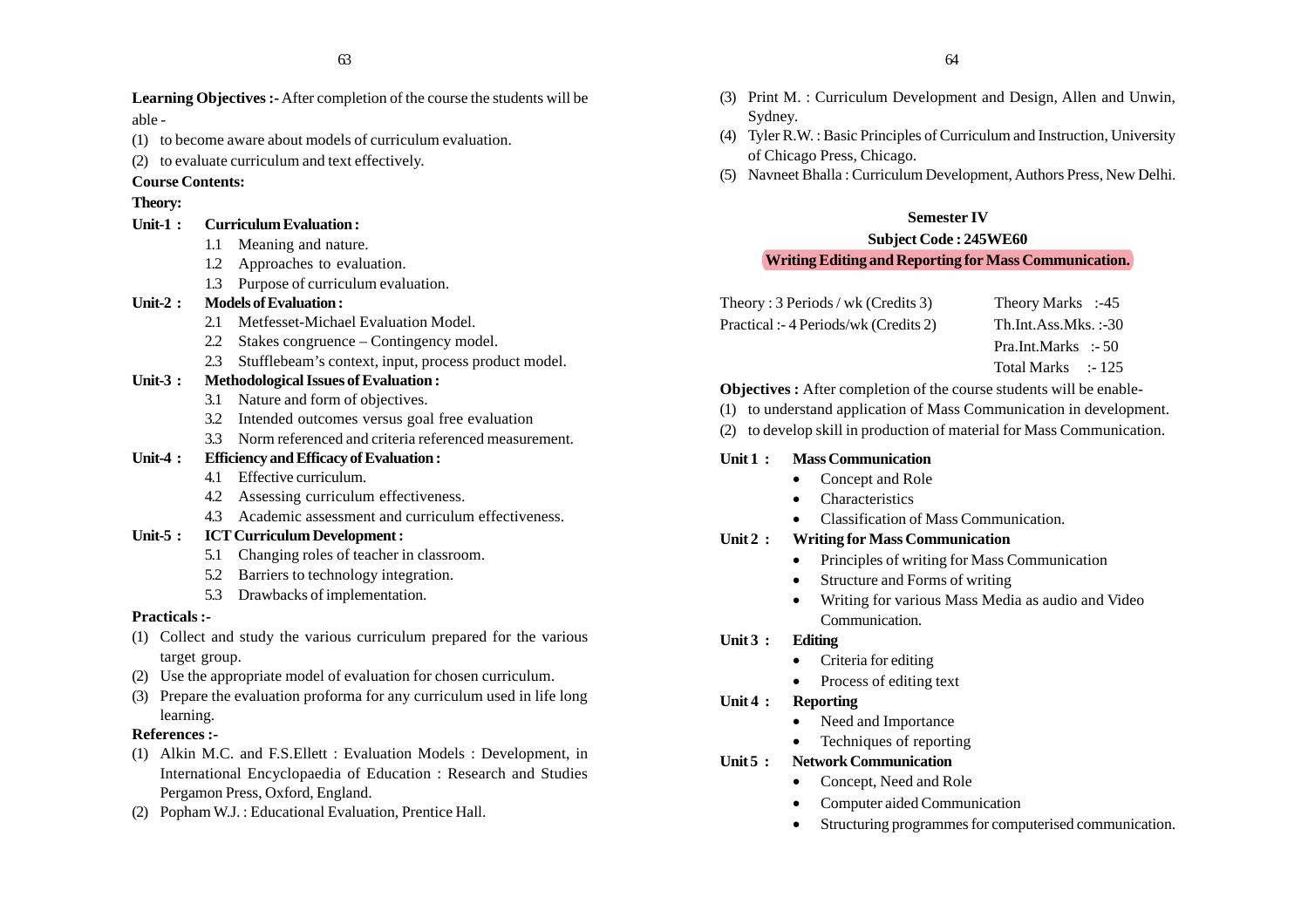**Learning Objectives :-** After completion of the course the students will be able -

(1) to become aware about models of curriculum evaluation.

(2) to evaluate curriculum and text effectively.

**Course Contents:**

**Theory:**

**Unit-1 : Curriculum Evaluation :**

1.1 Meaning and nature.

1.2 Approaches to evaluation.

1.3 Purpose of curriculum evaluation.

**Unit-2 : Models of Evaluation :**

2.1 Metfesset-Michael Evaluation Model.

2.2 Stakes congruence – Contingency model.

2.3 Stufflebeam's context, input, process product model.

**Unit-3 : Methodological Issues of Evaluation :**

3.1 Nature and form of objectives.

3.2 Intended outcomes versus goal free evaluation

3.3 Norm referenced and criteria referenced measurement.

**Unit-4 : Efficiency and Efficacy of Evaluation :**

4.1 Effective curriculum.

4.2 Assessing curriculum effectiveness.

4.3 Academic assessment and curriculum effectiveness.

**Unit-5 : ICT Curriculum Development :**

5.1 Changing roles of teacher in classroom.

5.2 Barriers to technology integration.

5.3 Drawbacks of implementation.

**Practicals :-**

(1) Collect and study the various curriculum prepared for the various target group.

(2) Use the appropriate model of evaluation for chosen curriculum.

(3) Prepare the evaluation proforma for any curriculum used in life long learning.

**References :-**

(1) Alkin M.C. and F.S.Ellett : Evaluation Models : Development, in International Encyclopaedia of Education : Research and Studies Pergamon Press, Oxford, England.

(2) Popham W.J. : Educational Evaluation, Prentice Hall.

(3) Print M. : Curriculum Development and Design, Allen and Unwin, Sydney.

(4) Tyler R.W. : Basic Principles of Curriculum and Instruction, University of Chicago Press, Chicago.

(5) Navneet Bhalla : Curriculum Development, Authors Press, New Delhi.

## Semester IV

### Subject Code : 245WE60

### Writing Editing and Reporting for Mass Communication.

| | |
|---|---|
| Theory : 3 Periods / wk (Credits 3) | Theory Marks :-45 |
| Practical :- 4 Periods/wk (Credits 2) | Th.Int.Ass.Mks. :-30 |
| | Pra.Int.Marks :- 50 |
| | Total Marks :- 125 |

**Objectives :** After completion of the course students will be enable-

(1) to understand application of Mass Communication in development.

(2) to develop skill in production of material for Mass Communication.

**Unit 1 : Mass Communication**

- Concept and Role
- Characteristics
- Classification of Mass Communication.

**Unit 2 : Writing for Mass Communication**

- Principles of writing for Mass Communication
- Structure and Forms of writing
- Writing for various Mass Media as audio and Video Communication.

**Unit 3 : Editing**

- Criteria for editing
- Process of editing text

**Unit 4 : Reporting**

- Need and Importance
- Techniques of reporting

**Unit 5 : Network Communication**

- Concept, Need and Role
- Computer aided Communication
- Structuring programmes for computerised communication.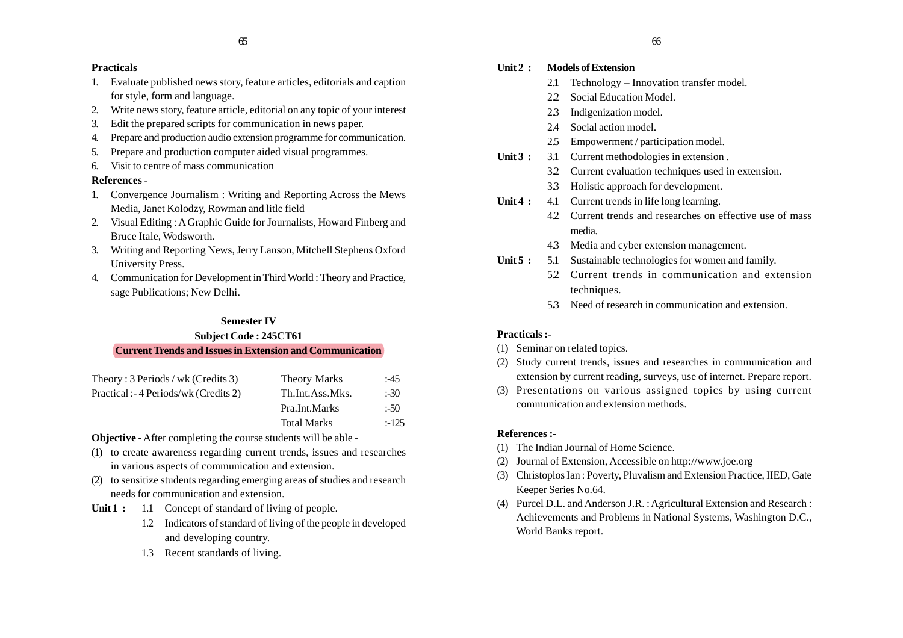**Practicals**

1. Evaluate published news story, feature articles, editorials and caption for style, form and language.
2. Write news story, feature article, editorial on any topic of your interest
3. Edit the prepared scripts for communication in news paper.
4. Prepare and production audio extension programme for communication.
5. Prepare and production computer aided visual programmes.
6. Visit to centre of mass communication

**References -**

1. Convergence Journalism : Writing and Reporting Across the Mews Media, Janet Kolodzy, Rowman and litle field
2. Visual Editing : A Graphic Guide for Journalists, Howard Finberg and Bruce Itale, Wodsworth.
3. Writing and Reporting News, Jerry Lanson, Mitchell Stephens Oxford University Press.
4. Communication for Development in Third World : Theory and Practice, sage Publications; New Delhi.

**Semester IV**

**Subject Code : 245CT61**

**Current Trends and Issues in Extension and Communication**

| | | |
|---|---|---|
| Theory : 3 Periods / wk (Credits 3) | Theory Marks | :-45 |
| Practical :- 4 Periods/wk (Credits 2) | Th.Int.Ass.Mks. | :-30 |
| | Pra.Int.Marks | :-50 |
| | Total Marks | :-125 |

**Objective -** After completing the course students will be able -

(1) to create awareness regarding current trends, issues and researches in various aspects of communication and extension.

(2) to sensitize students regarding emerging areas of studies and research needs for communication and extension.

**Unit 1 :**
- 1.1 Concept of standard of living of people.
- 1.2 Indicators of standard of living of the people in developed and developing country.
- 1.3 Recent standards of living.

**Unit 2 : Models of Extension**
- 2.1 Technology – Innovation transfer model.
- 2.2 Social Education Model.
- 2.3 Indigenization model.
- 2.4 Social action model.
- 2.5 Empowerment / participation model.

**Unit 3 :**
- 3.1 Current methodologies in extension .
- 3.2 Current evaluation techniques used in extension.
- 3.3 Holistic approach for development.

**Unit 4 :**
- 4.1 Current trends in life long learning.
- 4.2 Current trends and researches on effective use of mass media.
- 4.3 Media and cyber extension management.

**Unit 5 :**
- 5.1 Sustainable technologies for women and family.
- 5.2 Current trends in communication and extension techniques.
- 5.3 Need of research in communication and extension.

**Practicals :-**

(1) Seminar on related topics.

(2) Study current trends, issues and researches in communication and extension by current reading, surveys, use of internet. Prepare report.

(3) Presentations on various assigned topics by using current communication and extension methods.

**References :-**

(1) The Indian Journal of Home Science.

(2) Journal of Extension, Accessible on http://www.joe.org

(3) Christoplos Ian : Poverty, Pluvalism and Extension Practice, IIED, Gate Keeper Series No.64.

(4) Purcel D.L. and Anderson J.R. : Agricultural Extension and Research : Achievements and Problems in National Systems, Washington D.C., World Banks report.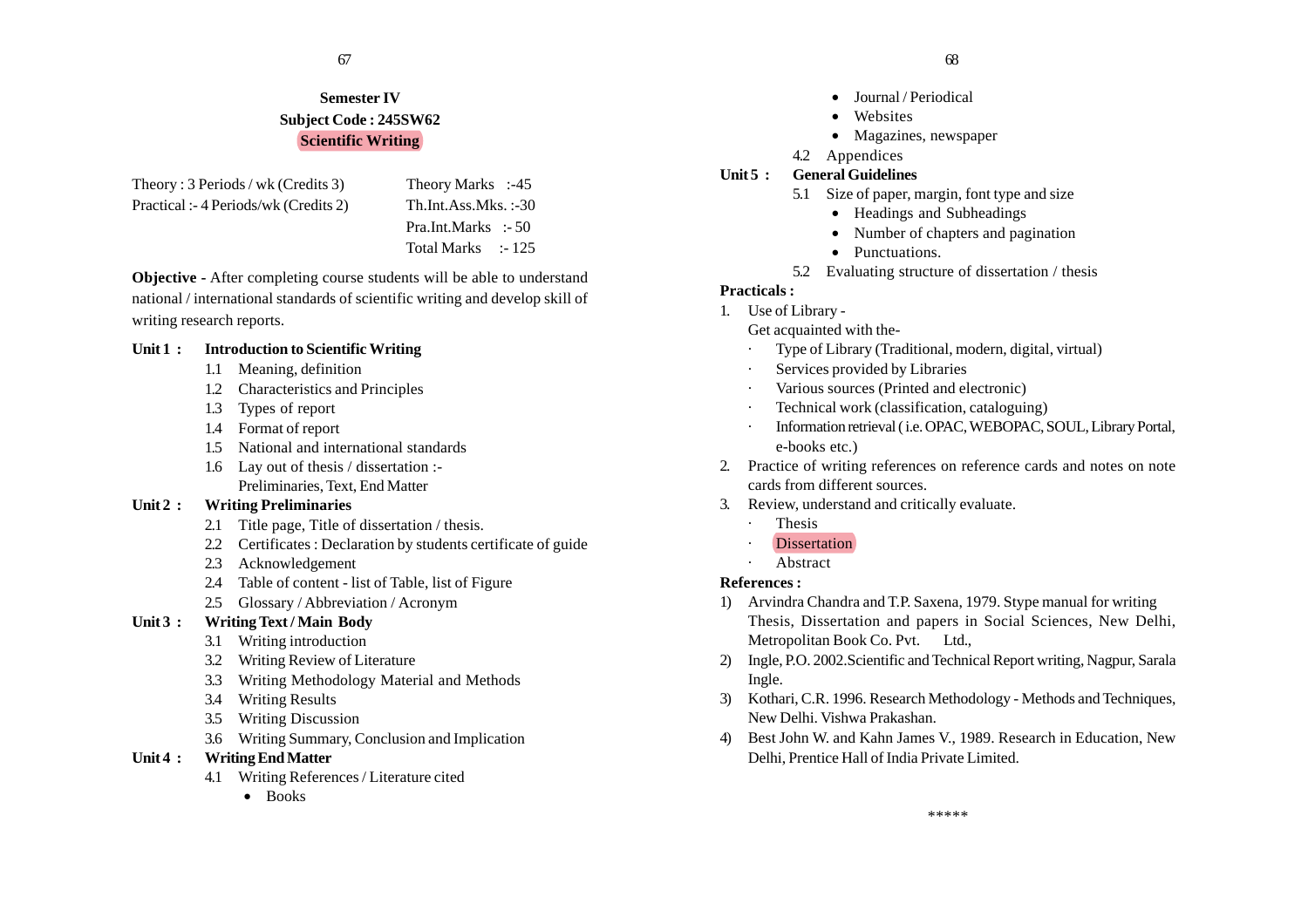# Semester IV

## Subject Code : 245SW62

## Scientific Writing

| | |
|---|---|
| Theory : 3 Periods / wk (Credits 3) | Theory Marks :-45 |
| Practical :- 4 Periods/wk (Credits 2) | Th.Int.Ass.Mks. :-30 |
| | Pra.Int.Marks :- 50 |
| | Total Marks :- 125 |

**Objective** - After completing course students will be able to understand national / international standards of scientific writing and develop skill of writing research reports.

**Unit 1 : Introduction to Scientific Writing**

- 1.1 Meaning, definition
- 1.2 Characteristics and Principles
- 1.3 Types of report
- 1.4 Format of report
- 1.5 National and international standards
- 1.6 Lay out of thesis / dissertation :- Preliminaries, Text, End Matter

**Unit 2 : Writing Preliminaries**

- 2.1 Title page, Title of dissertation / thesis.
- 2.2 Certificates : Declaration by students certificate of guide
- 2.3 Acknowledgement
- 2.4 Table of content - list of Table, list of Figure
- 2.5 Glossary / Abbreviation / Acronym

**Unit 3 : Writing Text / Main Body**

- 3.1 Writing introduction
- 3.2 Writing Review of Literature
- 3.3 Writing Methodology Material and Methods
- 3.4 Writing Results
- 3.5 Writing Discussion
- 3.6 Writing Summary, Conclusion and Implication

**Unit 4 : Writing End Matter**

- 4.1 Writing References / Literature cited
  - Books
  - Journal / Periodical
  - Websites
  - Magazines, newspaper
- 4.2 Appendices

**Unit 5 : General Guidelines**

- 5.1 Size of paper, margin, font type and size
  - Headings and Subheadings
  - Number of chapters and pagination
  - Punctuations.
- 5.2 Evaluating structure of dissertation / thesis

**Practicals :**

1. Use of Library -
   Get acquainted with the-
   - Type of Library (Traditional, modern, digital, virtual)
   - Services provided by Libraries
   - Various sources (Printed and electronic)
   - Technical work (classification, cataloguing)
   - Information retrieval ( i.e. OPAC, WEBOPAC, SOUL, Library Portal, e-books etc.)
2. Practice of writing references on reference cards and notes on note cards from different sources.
3. Review, understand and critically evaluate.
   - Thesis
   - Dissertation
   - Abstract

**References :**

1) Arvindra Chandra and T.P. Saxena, 1979. Stype manual for writing Thesis, Dissertation and papers in Social Sciences, New Delhi, Metropolitan Book Co. Pvt. Ltd.,
2) Ingle, P.O. 2002.Scientific and Technical Report writing, Nagpur, Sarala Ingle.
3) Kothari, C.R. 1996. Research Methodology - Methods and Techniques, New Delhi. Vishwa Prakashan.
4) Best John W. and Kahn James V., 1989. Research in Education, New Delhi, Prentice Hall of India Private Limited.

\*\*\*\*\*